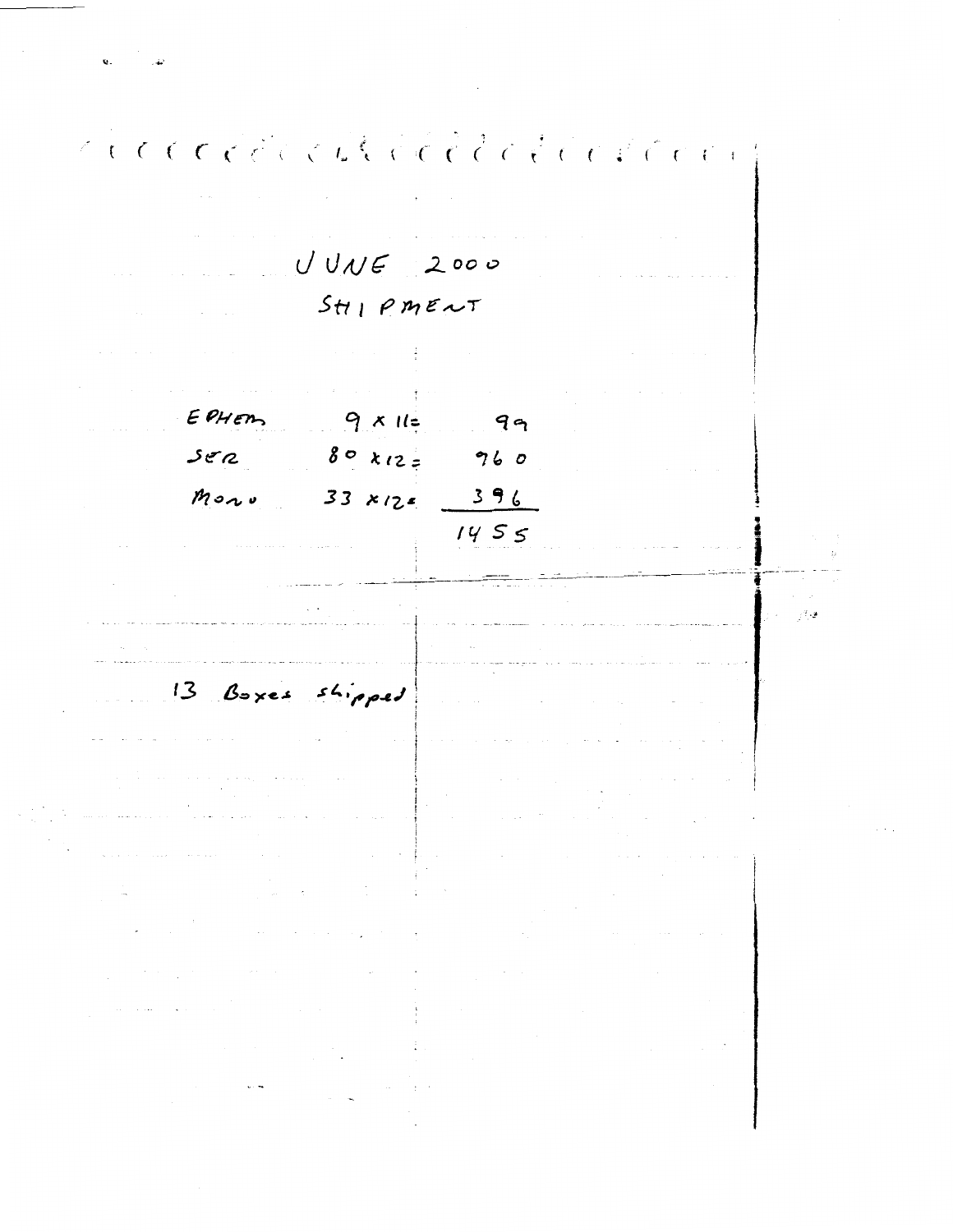JUNE 2000
SHIPMENT

| | | |
|---|---|---|
| EPHEM | 9 x 11 = | 99 |
| SER | 80 x 12 = | 960 |
| MONO | 33 x 12 = | 396 |
| | | 1455 |

13 Boxes shipped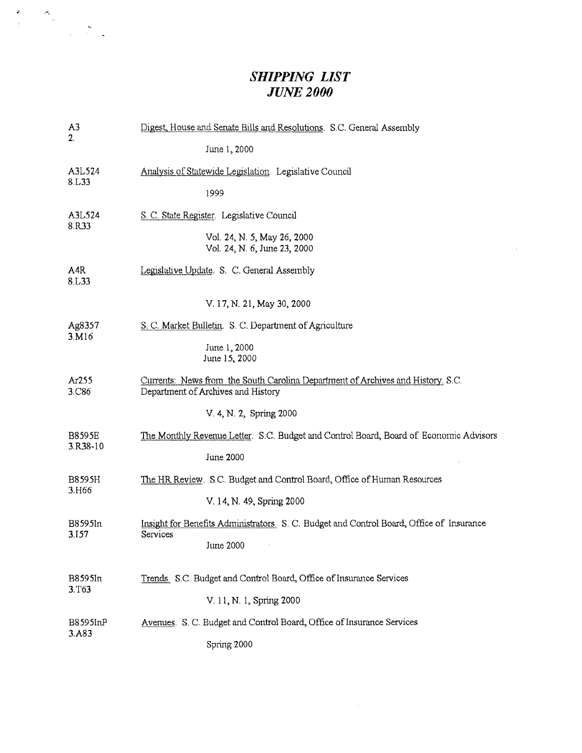# *SHIPPING LIST*
# *JUNE 2000*

A3
2.
Digest, House and Senate Bills and Resolutions. S.C. General Assembly

June 1, 2000

A3L524
8.L33
Analysis of Statewide Legislation. Legislative Council

1999

A3L524
8.R33
S. C. State Register. Legislative Council

Vol. 24, N. 5, May 26, 2000
Vol. 24, N. 6, June 23, 2000

A4R
8.L33
Legislative Update. S. C. General Assembly

V. 17, N. 21, May 30, 2000

Ag8357
3.M16
S. C. Market Bulletin. S. C. Department of Agriculture

June 1, 2000
June 15, 2000

Ar255
3.C86
Currents: News from the South Carolina Department of Archives and History. S.C. Department of Archives and History

V. 4, N. 2, Spring 2000

B8595E
3.R38-10
The Monthly Revenue Letter. S.C. Budget and Control Board, Board of Economic Advisors

June 2000

B8595H
3.H66
The HR Review. S.C. Budget and Control Board, Office of Human Resources

V. 14, N. 49, Spring 2000

B8595In
3.I57
Insight for Benefits Administrators. S. C. Budget and Control Board, Office of Insurance Services

June 2000

B8595In
3.T63
Trends. S.C. Budget and Control Board, Office of Insurance Services

V. 11, N. 1, Spring 2000

B8595InP
3.A83
Avenues. S. C. Budget and Control Board, Office of Insurance Services

Spring 2000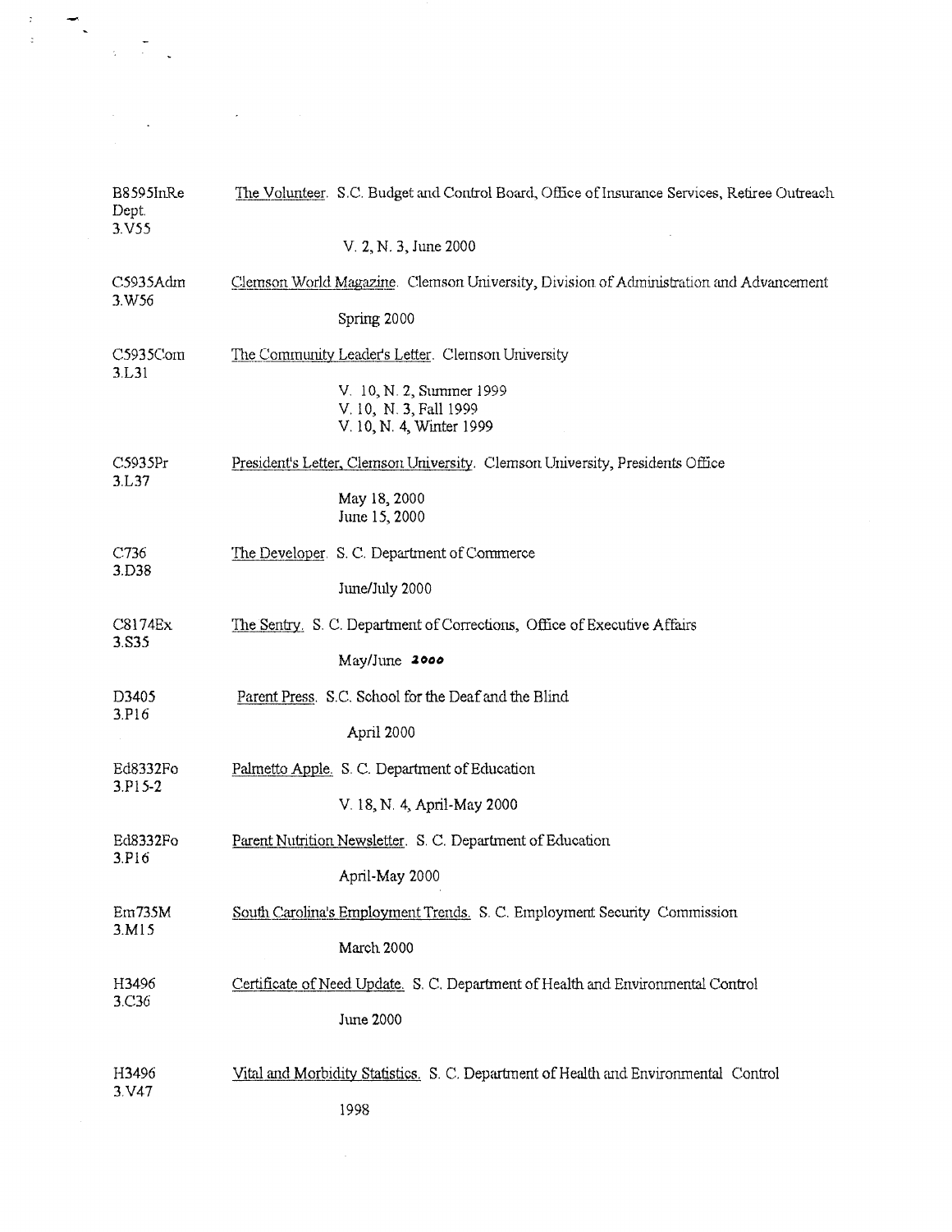| | |
|---|---|
| B8595InRe Dept. 3.V55 | The Volunteer. S.C. Budget and Control Board, Office of Insurance Services, Retiree Outreach<br><br>V. 2, N. 3, June 2000 |
| C5935Adm 3.W56 | Clemson World Magazine. Clemson University, Division of Administration and Advancement<br><br>Spring 2000 |
| C5935Com 3.L31 | The Community Leader's Letter. Clemson University<br><br>V. 10, N. 2, Summer 1999<br>V. 10, N. 3, Fall 1999<br>V. 10, N. 4, Winter 1999 |
| C5935Pr 3.L37 | President's Letter, Clemson University. Clemson University, Presidents Office<br><br>May 18, 2000<br>June 15, 2000 |
| C736 3.D38 | The Developer. S. C. Department of Commerce<br><br>June/July 2000 |
| C8174Ex 3.S35 | The Sentry. S. C. Department of Corrections, Office of Executive Affairs<br><br>May/June **2000** |
| D3405 3.P16 | Parent Press. S.C. School for the Deaf and the Blind<br><br>April 2000 |
| Ed8332Fo 3.P15-2 | Palmetto Apple. S. C. Department of Education<br><br>V. 18, N. 4, April-May 2000 |
| Ed8332Fo 3.P16 | Parent Nutrition Newsletter. S. C. Department of Education<br><br>April-May 2000 |
| Em735M 3.M15 | South Carolina's Employment Trends. S. C. Employment Security Commission<br><br>March 2000 |
| H3496 3.C36 | Certificate of Need Update. S. C. Department of Health and Environmental Control<br><br>June 2000 |
| H3496 3.V47 | Vital and Morbidity Statistics. S. C. Department of Health and Environmental Control<br><br>1998 |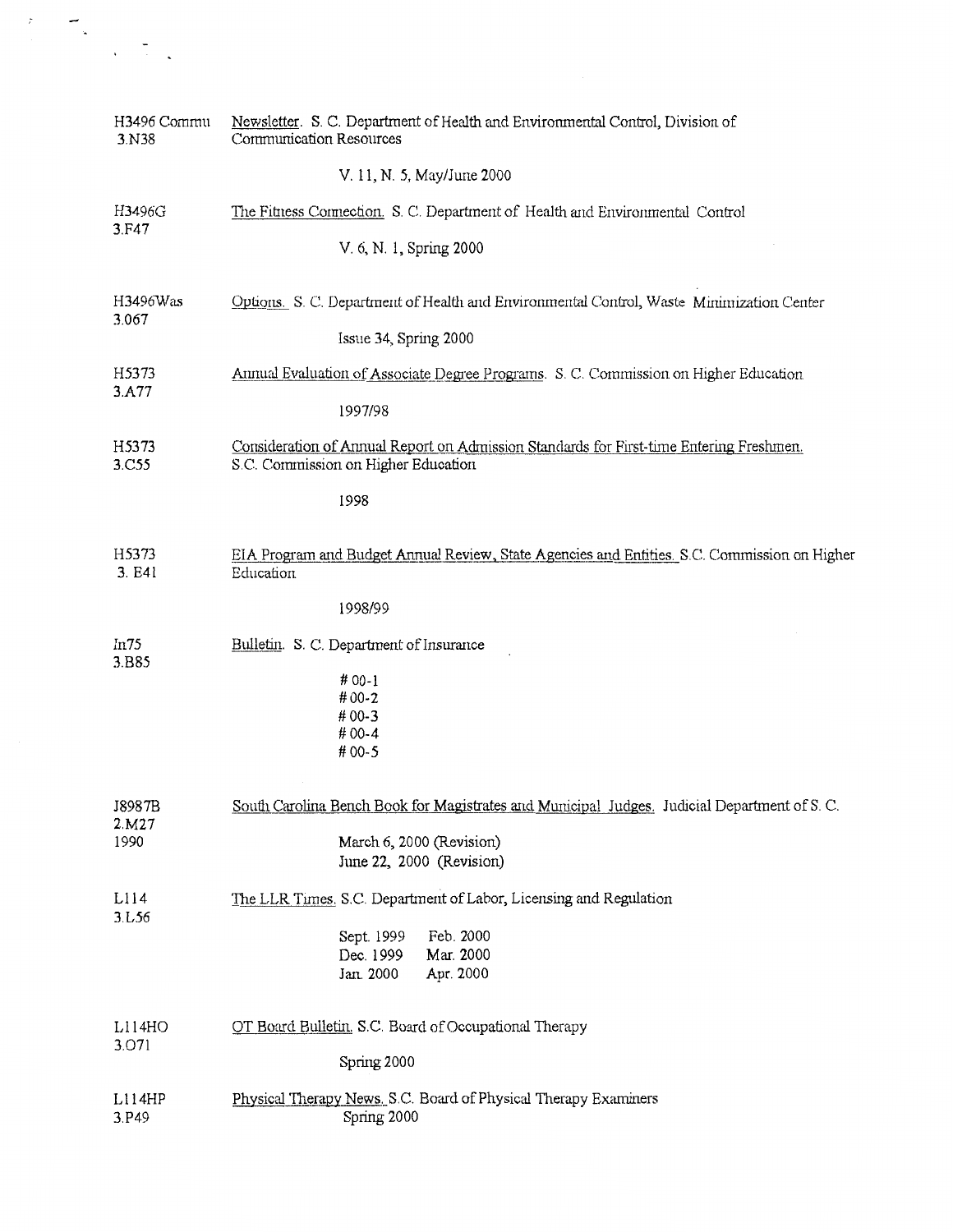| Call Number | Title / Holdings |
|---|---|
| H3496 Commu<br>3.N38 | Newsletter. S. C. Department of Health and Environmental Control, Division of Communication Resources<br><br>V. 11, N. 5, May/June 2000 |
| H3496G<br>3.F47 | The Fitness Connection. S. C. Department of Health and Environmental Control<br><br>V. 6, N. 1, Spring 2000 |
| H3496Was<br>3.067 | Options. S. C. Department of Health and Environmental Control, Waste Minimization Center<br><br>Issue 34, Spring 2000 |
| H5373<br>3.A77 | Annual Evaluation of Associate Degree Programs. S. C. Commission on Higher Education<br><br>1997/98 |
| H5373<br>3.C55 | Consideration of Annual Report on Admission Standards for First-time Entering Freshmen. S.C. Commission on Higher Education<br><br>1998 |
| H5373<br>3. E41 | EIA Program and Budget Annual Review, State Agencies and Entities. S.C. Commission on Higher Education<br><br>1998/99 |
| In75<br>3.B85 | Bulletin. S. C. Department of Insurance<br><br># 00-1<br># 00-2<br># 00-3<br># 00-4<br># 00-5 |
| J8987B<br>2.M27<br>1990 | South Carolina Bench Book for Magistrates and Municipal Judges. Judicial Department of S. C.<br><br>March 6, 2000 (Revision)<br>June 22, 2000 (Revision) |
| L114<br>3.L56 | The LLR Times. S.C. Department of Labor, Licensing and Regulation<br><br>Sept. 1999 Feb. 2000<br>Dec. 1999 Mar. 2000<br>Jan. 2000 Apr. 2000 |
| L114HO<br>3.O71 | OT Board Bulletin. S.C. Board of Occupational Therapy<br><br>Spring 2000 |
| L114HP<br>3.P49 | Physical Therapy News. S.C. Board of Physical Therapy Examiners<br>Spring 2000 |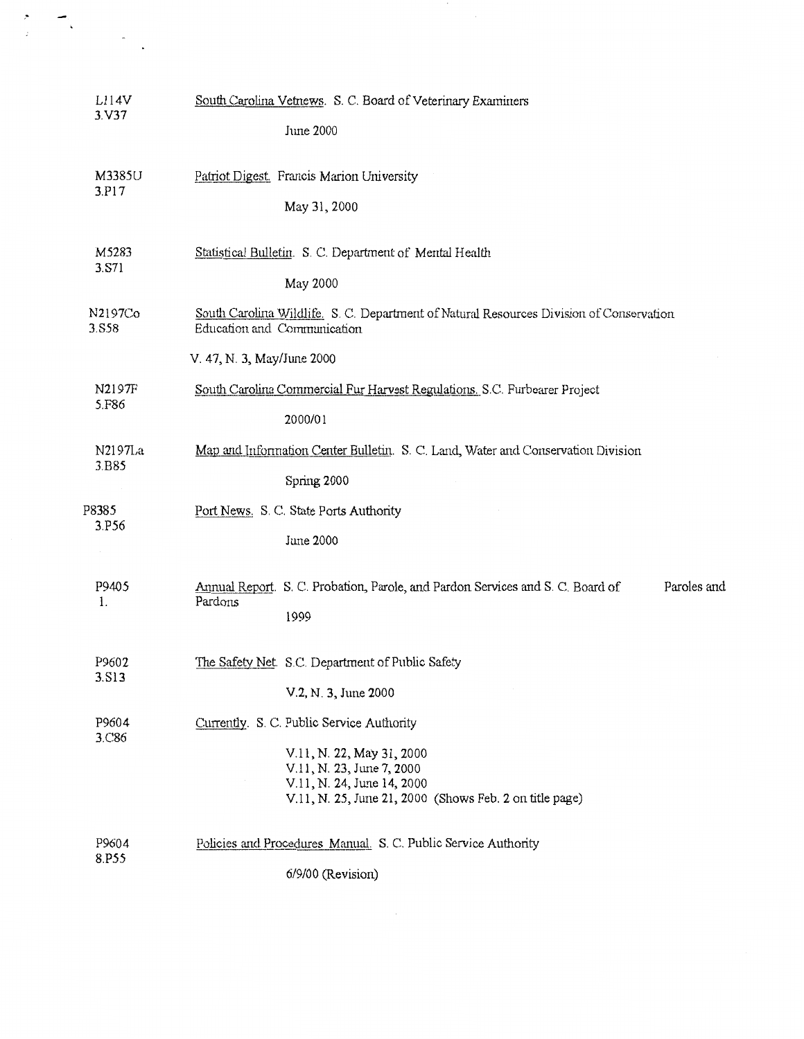| | |
|---|---|
| L114V<br>3.V37 | South Carolina Vetnews. S. C. Board of Veterinary Examiners<br><br>June 2000 |
| M3385U<br>3.P17 | Patriot Digest. Francis Marion University<br><br>May 31, 2000 |
| M5283<br>3.S71 | Statistical Bulletin. S. C. Department of Mental Health<br><br>May 2000 |
| N2197Co<br>3.S58 | South Carolina Wildlife. S. C. Department of Natural Resources Division of Conservation Education and Communication<br><br>V. 47, N. 3, May/June 2000 |
| N2197F<br>5.F86 | South Carolina Commercial Fur Harvest Regulations. S.C. Furbearer Project<br><br>2000/01 |
| N2197La<br>3.B85 | Map and Information Center Bulletin. S. C. Land, Water and Conservation Division<br><br>Spring 2000 |
| P8385<br>3.P56 | Port News. S. C. State Ports Authority<br><br>June 2000 |
| P9405<br>1. | Annual Report. S. C. Probation, Parole, and Pardon Services and S. C. Board of Paroles and Pardons<br><br>1999 |
| P9602<br>3.S13 | The Safety Net. S.C. Department of Public Safety<br><br>V.2, N. 3, June 2000 |
| P9604<br>3.C86 | Currently. S. C. Public Service Authority<br><br>V.11, N. 22, May 31, 2000<br>V.11, N. 23, June 7, 2000<br>V.11, N. 24, June 14, 2000<br>V.11, N. 25, June 21, 2000 (Shows Feb. 2 on title page) |
| P9604<br>8.P55 | Policies and Procedures Manual. S. C. Public Service Authority<br><br>6/9/00 (Revision) |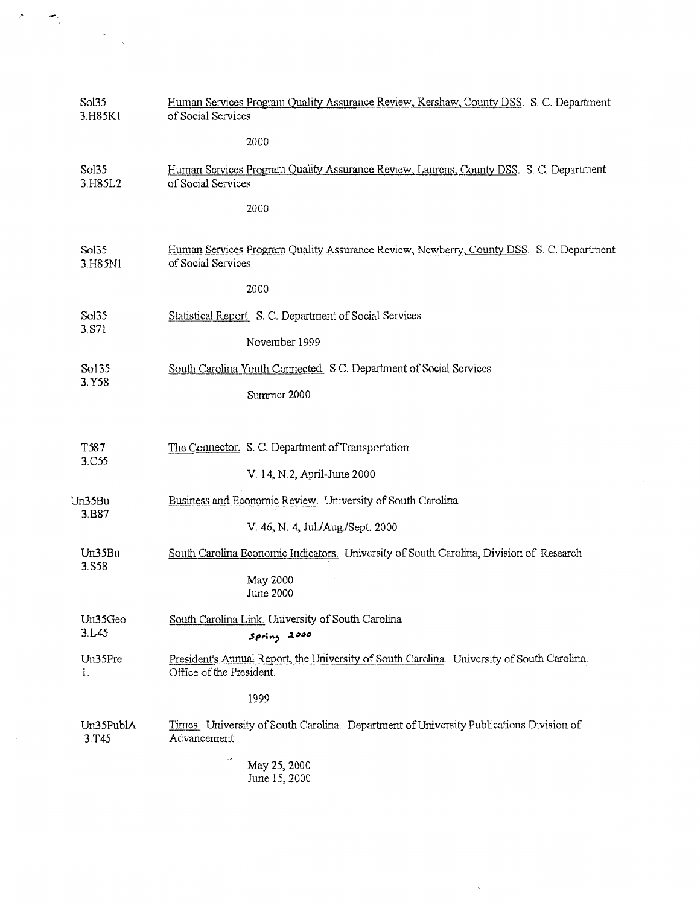| | |
|---|---|
| Sol35<br>3.H85K1 | Human Services Program Quality Assurance Review, Kershaw, County DSS. S. C. Department of Social Services<br><br>2000 |
| Sol35<br>3.H85L2 | Human Services Program Quality Assurance Review, Laurens, County DSS. S. C. Department of Social Services<br><br>2000 |
| Sol35<br>3.H85N1 | Human Services Program Quality Assurance Review, Newberry, County DSS. S. C. Department of Social Services<br><br>2000 |
| Sol35<br>3.S71 | Statistical Report. S. C. Department of Social Services<br><br>November 1999 |
| Sol35<br>3.Y58 | South Carolina Youth Connected. S.C. Department of Social Services<br><br>Summer 2000 |
| T587<br>3.C55 | The Connector. S. C. Department of Transportation<br><br>V. 14, N.2, April-June 2000 |
| Un35Bu<br>3.B87 | Business and Economic Review. University of South Carolina<br><br>V. 46, N. 4, Jul./Aug./Sept. 2000 |
| Un35Bu<br>3.S58 | South Carolina Economic Indicators. University of South Carolina, Division of Research<br><br>May 2000<br>June 2000 |
| Un35Geo<br>3.L45 | South Carolina Link. University of South Carolina<br><br>Spring 2000 |
| Un35Pre<br>1. | President's Annual Report, the University of South Carolina. University of South Carolina. Office of the President.<br><br>1999 |
| Un35PublA<br>3.T45 | Times. University of South Carolina. Department of University Publications Division of Advancement<br><br>May 25, 2000<br>June 15, 2000 |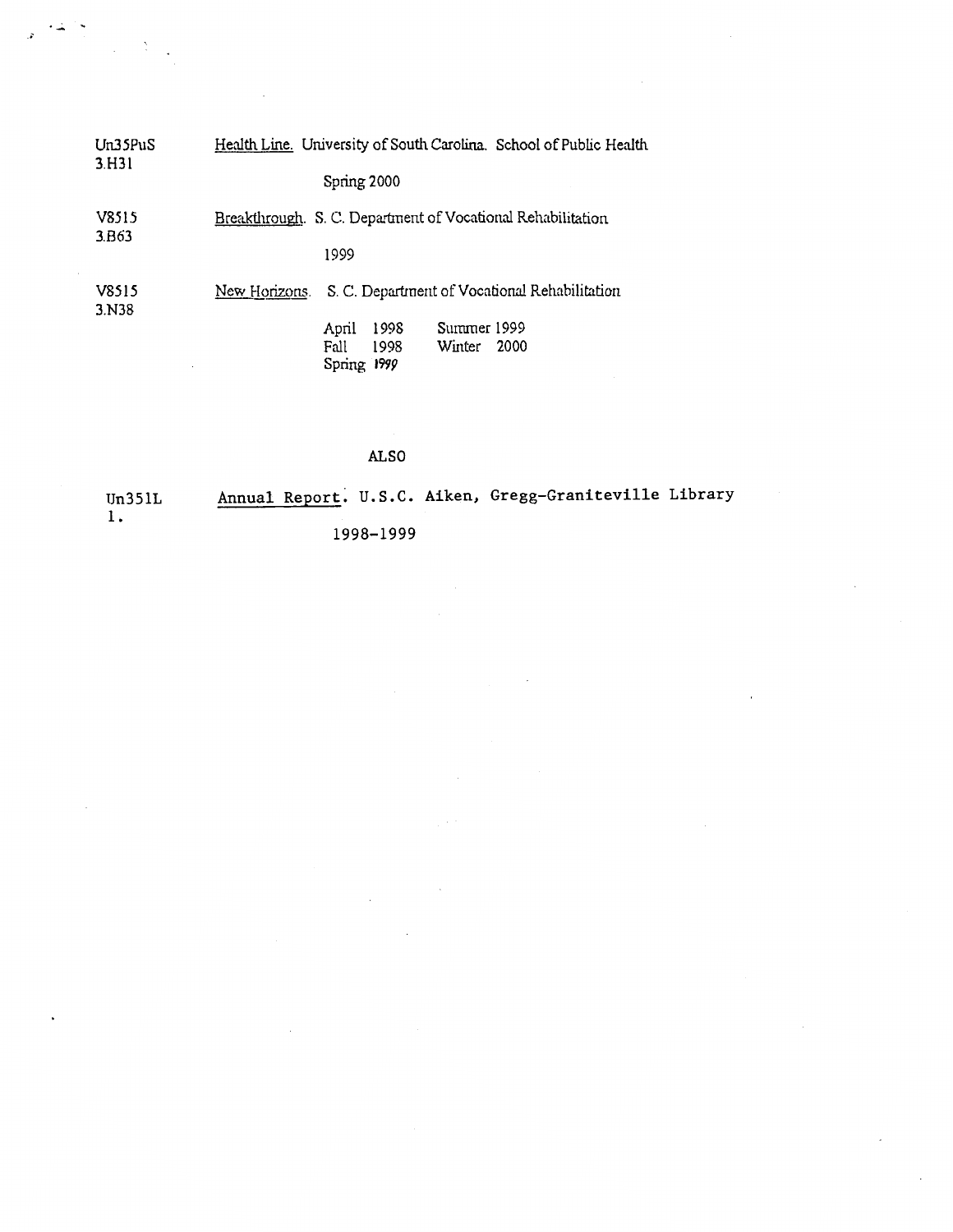Un35PuS
3.H31

Health Line. University of South Carolina. School of Public Health

Spring 2000

V8515
3.B63

Breakthrough. S. C. Department of Vocational Rehabilitation

1999

V8515
3.N38

New Horizons. S. C. Department of Vocational Rehabilitation

April 1998
Fall 1998
Spring 1999
Summer 1999
Winter 2000

ALSO

Un351L
1.

Annual Report. U.S.C. Aiken, Gregg-Graniteville Library

1998-1999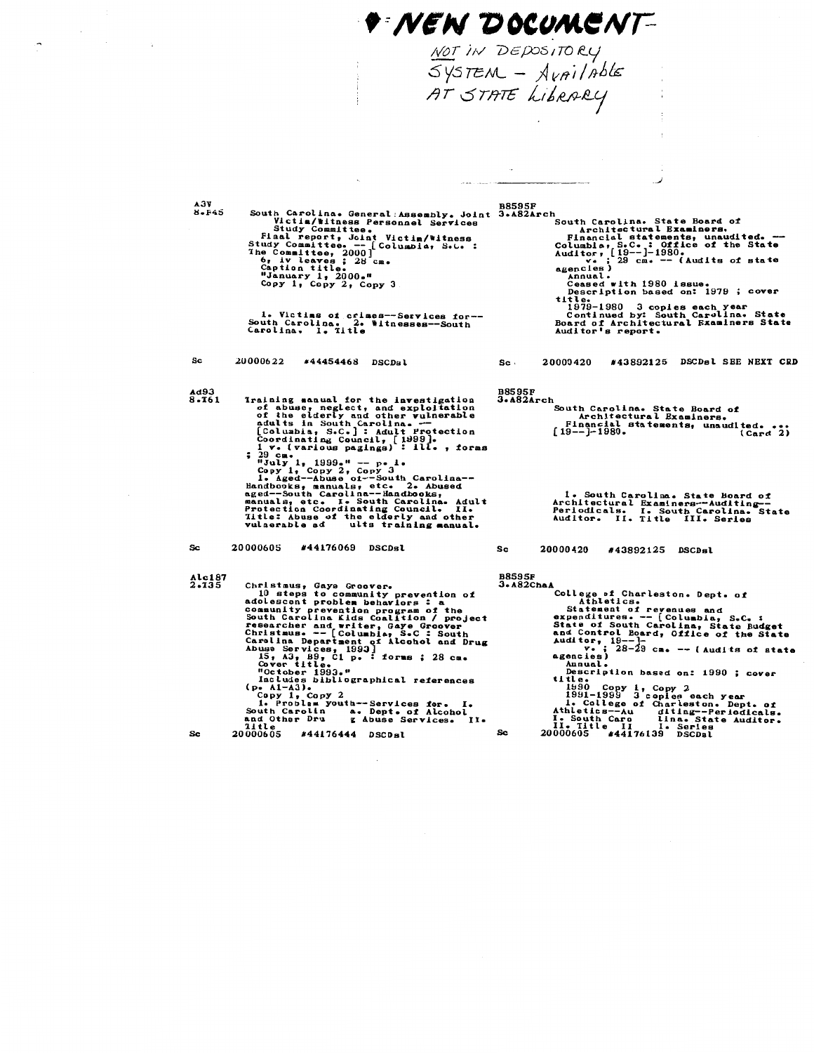# • NEW DOCUMENT

NOT IN DEPOSITORY SYSTEM – Available AT STATE Library

A3V
8.F45

South Carolina. General Assembly. Joint Victim/Witness Personnel Services Study Committee.
Final report, Joint Victim/Witness Study Committee. -- [Columbia, S.C. : The Committee, 2000]
6, iv leaves ; 28 cm.
Caption title.
"January 1, 2000."
Copy 1, Copy 2, Copy 3

1. Victims of crimes--Services for--South Carolina. 2. Witnesses--South Carolina. I. Title

Sc 20000622 #44454468 DSCDsl

---

Ad93
8.T61

Training manual for the investigation of abuse, neglect, and exploitation of the elderly and other vulnerable adults in South Carolina. -- [Columbia, S.C.] : Adult Protection Coordinating Council, [1999].
1 v. (various pagings) : ill. , forms ; 29 cm.
"July 1, 1999." -- p. i.
Copy 1, Copy 2, Copy 3
1. Aged--Abuse of--South Carolina--Handbooks, manuals, etc. 2. Abused aged--South Carolina--Handbooks, manuals, etc. I. South Carolina. Adult Protection Coordinating Council. II. Title: Abuse of the elderly and other vulnerable ad ults training manual.

Sc 20000605 #44176069 DSCDsl

---

Alc187
2.T35

Christmus, Gaye Groover.
10 steps to community prevention of adolescent problem behaviors : a community prevention program of the South Carolina Kids Coalition / project researcher and writer, Gaye Groover Christmus. -- [Columbia, S.C : South Carolina Department of Alcohol and Drug Abuse Services, 1993]
15, A3, B9, C1 p. : forms ; 28 cm.
Cover title.
"October 1993."
Includes bibliographical references (p. A1-A3).
Copy 1, Copy 2
1. Problem youth--Services for. I. South Carolin a. Dept. of Alcohol and Other Dru g Abuse Services. II. Title

Sc 20000605 #44176444 DSCDsl

---

B8595F
3.A82Arch

South Carolina. State Board of Architectural Examiners.
Financial statements, unaudited. -- Columbia, S.C. : Office of the State Auditor, [19--]-1980.
v. ; 29 cm. -- (Audits of state agencies)
Annual.
Ceased with 1980 issue.
Description based on: 1979 ; cover title.
1979-1980 3 copies each year
Continued by: South Carolina. State Board of Architectural Examiners State Auditor's report.

Sc 20000420 #43892125 DSCDsl SEE NEXT CRD

---

B8595F
3.A82Arch

South Carolina. State Board of Architectural Examiners.
Financial statements, unaudited. ... [19--]-1980. (Card 2)

I. South Carolina. State Board of Architectural Examiners--Auditing--Periodicals. I. South Carolina. State Auditor. II. Title III. Series

Sc 20000420 #43892125 DSCDsl

---

B8595F
3.A82ChaA

College of Charleston. Dept. of Athletics.
Statement of revenues and expenditures. -- [Columbia, S.C. : State of South Carolina, State Budget and Control Board, Office of the State Auditor, 19--]-
v. ; 28-29 cm. -- (Audits of state agencies)
Annual.
Description based on: 1990 ; cover title.
1990 Copy 1, Copy 2
1991-1999 3 copies each year
1. College of Charleston. Dept. of Athletics--Au diting--Periodicals. I. South Caro lina. State Auditor. II. Title II I. Series

Sc 20000605 #44176139 DSCDsl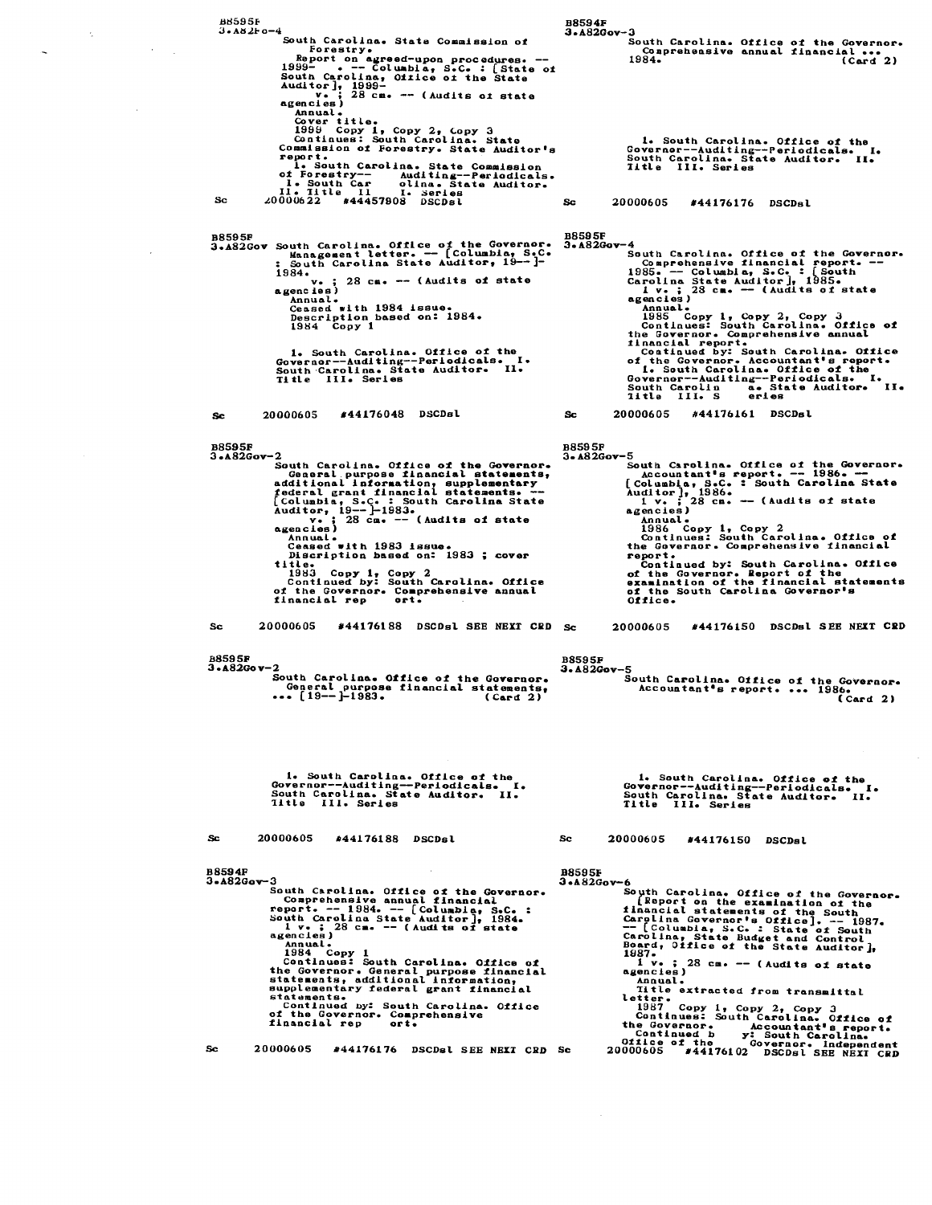B8595F
3.A82Fo-4

South Carolina. State Commission of Forestry.
Report on agreed-upon procedures. -- 1999- . -- Columbia, S.C. : [State of South Carolina, Office of the State Auditor], 1999-
v. ; 28 cm. -- (Audits of state agencies)
Annual.
Cover title.
1999 Copy 1, Copy 2, Copy 3
Continues: South Carolina. State Commission of Forestry. State Auditor's report.
1. South Carolina. State Commission of Forestry-- Auditing--Periodicals. I. South Carolina. State Auditor. II. Title III. Series

Sc 20000622 #44457908 DSCDsl

---

B8594F
3.A82Gov-3

South Carolina. Office of the Governor. Comprehensive annual financial ... 1984. (Card 2)

1. South Carolina. Office of the Governor--Auditing--Periodicals. I. South Carolina. State Auditor. II. Title III. Series

Sc 20000605 #44176176 DSCDsl

---

B8595F
3.A82Gov

South Carolina. Office of the Governor. Management letter. -- [Columbia, S.C. : South Carolina State Auditor, 19-- ]-1984.
v. ; 28 cm. -- (Audits of state agencies)
Annual.
Ceased with 1984 issue.
Description based on: 1984.
1984 Copy 1

1. South Carolina. Office of the Governor--Auditing--Periodicals. I. South Carolina. State Auditor. II. Title III. Series

Sc 20000605 #44176048 DSCDsl

---

B8595F
3.A82Gov-4

South Carolina. Office of the Governor. Comprehensive financial report. -- 1985. -- Columbia, S.C. : [South Carolina State Auditor], 1985.
1 v. ; 28 cm. -- (Audits of state agencies)
Annual.
1985 Copy 1, Copy 2, Copy 3
Continues: South Carolina. Office of the Governor. Comprehensive annual financial report.
Continued by: South Carolina. Office of the Governor. Accountant's report.
1. South Carolina. Office of the Governor--Auditing--Periodicals. I. South Carolina. State Auditor. II. Title III. Series

Sc 20000605 #44176161 DSCDsl

---

B8595F
3.A82Gov-2

South Carolina. Office of the Governor. General purpose financial statements, additional information, supplementary federal grant financial statements. -- [Columbia, S.C. : South Carolina State Auditor, 19-- ]-1983.
v. ; 28 cm. -- (Audits of state agencies)
Annual.
Ceased with 1983 issue.
Discription based on: 1983 ; cover title.
1983 Copy 1, Copy 2
Continued by: South Carolina. Office of the Governor. Comprehensive annual financial report.

Sc 20000605 #44176188 DSCDsl SEE NEXT CRD

---

B8595F
3.A82Gov-5

South Carolina. Office of the Governor. Accountant's report. -- 1986. -- [Columbia, S.C. : South Carolina State Auditor], 1986.
1 v. ; 28 cm. -- (Audits of state agencies)
Annual.
1986 Copy 1, Copy 2
Continues: South Carolina. Office of the Governor. Comprehensive financial report.
Continued by: South Carolina. Office of the Governor. Report of the examination of the financial statements of the South Carolina Governor's Office.

Sc 20000605 #44176150 DSCDsl SEE NEXT CRD

---

B8595F
3.A82Gov-2

South Carolina. Office of the Governor. General purpose financial statements, ... [19-- ]-1983. (Card 2)

1. South Carolina. Office of the Governor--Auditing--Periodicals. I. South Carolina. State Auditor. II. Title III. Series

Sc 20000605 #44176188 DSCDsl

---

B8595F
3.A82Gov-5

South Carolina. Office of the Governor. Accountant's report. ... 1986. (Card 2)

1. South Carolina. Office of the Governor--Auditing--Periodicals. I. South Carolina. State Auditor. II. Title III. Series

Sc 20000605 #44176150 DSCDsl

---

B8594F
3.A82Gov-3

South Carolina. Office of the Governor. Comprehensive annual financial report. -- 1984. -- [Columbia, S.C. : South Carolina State Auditor], 1984.
1 v. ; 28 cm. -- (Audits of state agencies)
Annual.
1984 Copy 1
Continues: South Carolina. Office of the Governor. General purpose financial statements, additional information, supplementary federal grant financial statements.
Continued by: South Carolina. Office of the Governor. Comprehensive financial report.

Sc 20000605 #44176176 DSCDsl SEE NEXT CRD

---

B8595F
3.A82Gov-6

South Carolina. Office of the Governor. [Report on the examination of the financial statements of the South Carolina Governor's Office]. -- 1987. -- [Columbia, S.C. : State of South Carolina, State Budget and Control Board, Office of the State Auditor], 1987.
1 v. ; 28 cm. -- (Audits of state agencies)
Annual.
Title extracted from transmittal letter.
1987 Copy 1, Copy 2, Copy 3
Continues: South Carolina. Office of the Governor. Accountant's report.
Continued by: South Carolina. Office of the Governor. Independent

Sc 20000605 #44176102 DSCDsl SEE NEXT CRD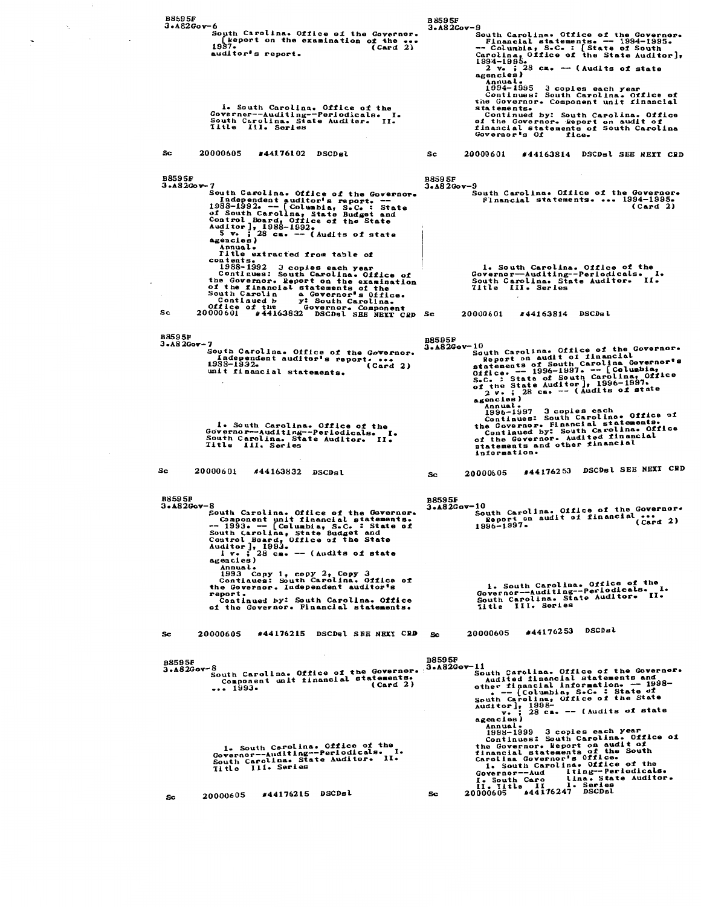B8595F
3.A82Gov-6

South Carolina. Office of the Governor.
[Report on the examination of the ...
1987. (Card 2)
auditor's report.

1. South Carolina. Office of the Governor--Auditing--Periodicals. I. South Carolina. State Auditor. II. Title III. Series

Sc 20000605 #44176102 DSCDsl

---

B8595F
3.A82Gov-7

South Carolina. Office of the Governor.
Independent auditor's report. -- 1988-1992. -- [Columbia, S.C. : State of South Carolina, State Budget and Control Board, Office of the State Auditor], 1988-1992.
5 v. ; 28 cm. -- (Audits of state agencies)
Annual.
Title extracted from table of contents.
1988-1992 3 copies each year
Continues: South Carolina. Office of the Governor. Report on the examination of the financial statements of the South Carolin a Governor's Office.
Continued b y: South Carolina. Office of the Governor. Component

Sc 20000601 #44163832 DSCDsl SEE NEXT CRD

---

B8595F
3.A82Gov-7

South Carolina. Office of the Governor.
Independent auditor's report. ...
1988-1992. (Card 2)
unit financial statements.

1. South Carolina. Office of the Governor--Auditing--Periodicals. I. South Carolina. State Auditor. II. Title III. Series

Sc 20000601 #44163832 DSCDsl

---

B8595F
3.A82Gov-8

South Carolina. Office of the Governor.
Component unit financial statements. -- 1993. -- [Columbia, S.C. : State of South Carolina, State Budget and Control Board, Office of the State Auditor], 1993.
1 v. ; 28 cm. -- (Audits of state agencies)
Annual.
1993 Copy 1, copy 2, Copy 3
Continues: South Carolina. Office of the Governor. Independent auditor's report.
Continued by: South Carolina. Office of the Governor. Financial statements.

Sc 20000605 #44176215 DSCDsl SEE NEXT CRD

---

B8595F
3.A82Gov-8

South Carolina. Office of the Governor.
Component unit financial statements.
... 1993. (Card 2)

1. South Carolina. Office of the Governor--Auditing--Periodicals. I. South Carolina. State Auditor. II. Title III. Series

Sc 20000605 #44176215 DSCDsl

---

B8595F
3.A82Gov-9

South Carolina. Office of the Governor.
Financial statements. -- 1994-1995. -- Columbia, S.C. : [State of South Carolina, Office of the State Auditor], 1994-1995.
2 v. ; 28 cm. -- (Audits of state agencies)
Annual.
1994-1995 3 copies each year
Continues: South Carolina. Office of the Governor. Component unit financial statements.
Continued by: South Carolina. Office of the Governor. Report on audit of financial statements of South Carolina Governor's Of fice.

Sc 20000601 #44163814 DSCDsl SEE NEXT CRD

---

B8595F
3.A82Gov-9

South Carolina. Office of the Governor.
Financial statements. ... 1994-1995.
(Card 2)

1. South Carolina. Office of the Governor--Auditing--Periodicals. I. South Carolina. State Auditor. II. Title III. Series

Sc 20000601 #44163814 DSCDsl

---

B8595F
3.A82Gov-10

South Carolina. Office of the Governor.
Report on audit of financial statements of South Carolina Governor's Office. -- 1996-1997. -- [Columbia, S.C. : State of South Carolina, Office of the State Auditor], 1996-1997.
2 v. ; 28 cm. -- (Audits of state agencies)
Annual.
1996-1997 3 copies each
Continues: South Carolina. Office of the Governor. Financial statements.
Continued by: South Carolina. Office of the Governor. Audited financial statements and other financial information.

Sc 20000605 #44176253 DSCDsl SEE NEXT CRD

---

B8595F
3.A82Gov-10

South Carolina. Office of the Governor.
Report on audit of financial ...
1996-1997. (Card 2)

1. South Carolina. Office of the Governor--Auditing--Periodicals. I. South Carolina. State Auditor. II. Title III. Series

Sc 20000605 #44176253 DSCDsl

---

B8595F
3.A82Gov-11

South Carolina. Office of the Governor.
Audited financial statements and other financial information. -- 1998- . -- [Columbia, S.C. : State of South Carolina, Office of the State Auditor], 1998-
v. ; 28 cm. -- (Audits of state agencies)
Annual.
1998-1999 3 copies each year
Continues: South Carolina. Office of the Governor. Report on audit of financial statements of the South Carolina Governor's Office.
1. South Carolina. Office of the Governor--Aud iting--Periodicals. I. South Caro lina. State Auditor. II. Title II I. Series

Sc 20000605 #44176247 DSCDsl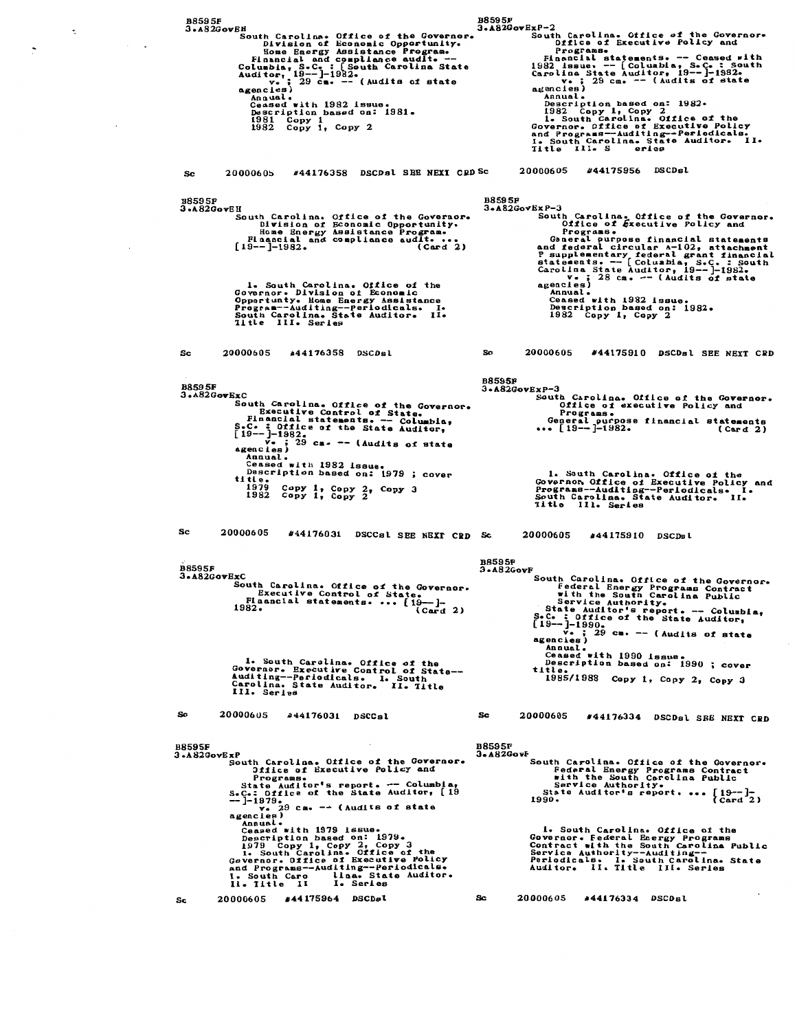B8595F
3.A82GovEH

South Carolina. Office of the Governor. Division of Economic Opportunity. Home Energy Assistance Program.
Financial and compliance audit. -- Columbia, S.C. : [South Carolina State Auditor, 19--]-1982.
v. ; 29 cm. -- (Audits of state agencies)
Annual.
Ceased with 1982 issue.
Description based on: 1981.
1981 Copy 1
1982 Copy 1, Copy 2

Sc 20000605 #44176358 DSCDsl SEE NEXT CRD

---

B8595F
3.A82GovEH

South Carolina. Office of the Governor. Division of Economic Opportunity. Home Energy Assistance Program.
Financial and compliance audit. ... [19--]-1982. (Card 2)

1. South Carolina. Office of the Governor. Division of Economic Opportunty. Home Energy Assistance Program--Auditing--Periodicals. I. South Carolina. State Auditor. II. Title III. Series

Sc 20000605 #44176358 DSCDsl

---

B8595F
3.A82GovExC

South Carolina. Office of the Governor. Executive Control of State.
Financial statements. -- Columbia, S.C. : Office of the State Auditor, [19--]-1982.
v. ; 29 cm. -- (Audits of state agencies)
Annual.
Ceased with 1982 issue.
Description based on: 1979 ; cover title.
1979 Copy 1, Copy 2, Copy 3
1982 Copy 1, Copy 2

Sc 20000605 #44176031 DSCCsl SEE NEXT CRD

---

B8595F
3.A82GovExC

South Carolina. Office of the Governor. Executive Control of State.
Financial statements. ... [19--]-1982. (Card 2)

1. South Carolina. Office of the Governor. Executive Control of State--Auditing--Periodicals. I. South Carolina. State Auditor. II. Title III. Series

Sc 20000605 #44176031 DSCCsl

---

B8595F
3.A82GovExP

South Carolina. Office of the Governor. Office of Executive Policy and Programs.
State Auditor's report. -- Columbia, S.C.: Office of the State Auditor, [19--]-1979.
v. 29 cm. -- (Audits of state agencies)
Annual.
Ceased with 1979 issue.
Description based on: 1979.
1979 Copy 1, Copy 2, Copy 3
1. South Carolina. Office of the Governor. Office of Executive Policy and Programs--Auditing--Periodicals. I. South Caro lina. State Auditor. II. Title II I. Series

Sc 20000605 #44175964 DSCDsl

---

B8595F
3.A82GovExP-2

South Carolina. Office of the Governor. Office of Executive Policy and Programs.
Financial statements. -- Ceased with 1982 issue. -- [Columbia, S.C. : South Carolina State Auditor, 19--]-1982.
v. ; 29 cm. -- (Audits of state agencies)
Annual.
Description based on: 1982.
1982 Copy 1, Copy 2
1. South Carolina. Office of the Governor. Office of Executive Policy and Programs--Auditing--Periodicals. I. South Carolina. State Auditor. II. Title III. S eries

Sc 20000605 #44175956 DSCDsl

---

B8595F
3.A82GovExP-3

South Carolina. Office of the Governor. Office of Executive Policy and Programs.
General purpose financial statements and federal circular A-102, attachment P supplementary federal grant financial statements. -- [Columbia, S.C. : South Carolina State Auditor, 19--]-1982.
v. ; 28 cm. -- (Audits of state agencies)
Annual.
Ceased with 1982 issue.
Description based on: 1982.
1982 Copy 1, Copy 2

Sc 20000605 #44175910 DSCDsl SEE NEXT CRD

---

B8595F
3.A82GovExP-3

South Carolina. Office of the Governor. Office of executive Policy and Programs.
General purpose financial statements ... [19--]-1982. (Card 2)

1. South Carolina. Office of the Governor. Office of Executive Policy and Programs--Auditing--Periodicals. I. South Carolina. State Auditor. II. Title III. Series

Sc 20000605 #44175910 DSCDsl

---

B8595F
3.A82GovF

South Carolina. Office of the Governor. Federal Energy Programs Contract with the South Carolina Public Service Authority.
State Auditor's report. -- Columbia, S.C. : Office of the State Auditor, [19--]-1990.
v. ; 29 cm. -- (Audits of state agencies)
Annual.
Ceased with 1990 issue.
Description based on: 1990 ; cover title.
1985/1988 Copy 1, Copy 2, Copy 3

Sc 20000605 #44176334 DSCDsl SEE NEXT CRD

---

B8595F
3.A82GovF

South Carolina. Office of the Governor. Federal Energy Programs Contract with the South Carolina Public Service Authority.
State Auditor's report. ... [19--]-1990. (Card 2)

1. South Carolina. Office of the Governor. Federal Energy Programs Contract with the South Carolina Public Service Authority--Auditing--Periodicals. I. South Carolina. State Auditor. II. Title III. Series

Sc 20000605 #44176334 DSCDsl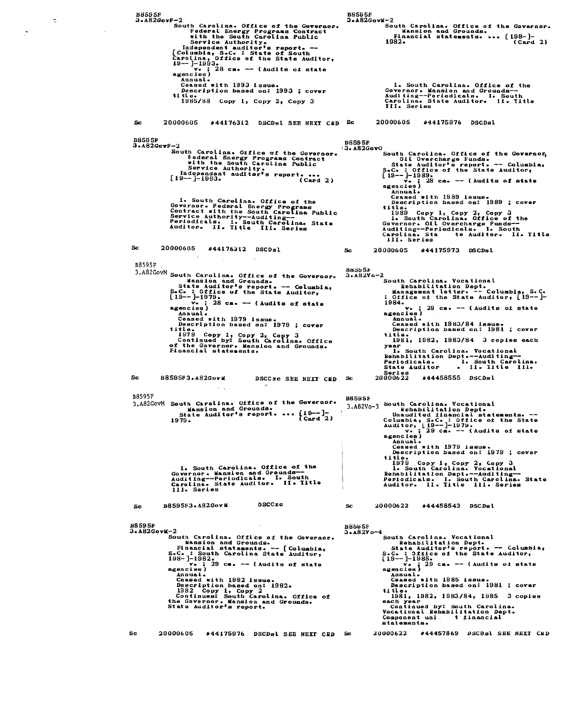B8595F
3.A82GovF-2

South Carolina. Office of the Governor. Federal Energy Programs Contract with the South Carolina Public Service Authority.
Independent auditor's report. -- [Columbia, S.C. : State of South Carolina, Office of the State Auditor, 19-- ]-1993.
v. ; 28 cm. -- (Audits of state agencies)
Annual.
Ceased with 1993 issue.
Description based on: 1993 ; cover title.
1985/88 Copy 1, Copy 2, Copy 3

Sc 20000605 #44176312 DSCDsl SEE NEXT CRD

---

B8595F
3.A82GovF-2

South Carolina. Office of the Governor. Federal Energy Programs Contract with the South Carolina Public Service Authority.
Independent auditor's report. ... [19-- ]-1993. (Card 2)

1. South Carolina. Office of the Governor. Federal Energy Programs Contract with the South Carolina Public Service Authority--Auditing--Periodicals. I. South Carolina. State Auditor. II. Title III. Series

Sc 20000605 #44176312 DSCDsl

---

B8595F
3.A82GovM

South Carolina. Office of the Governor. Mansion and Grounds.
State Auditor's report. -- Columbia, S.C. : Office of the State Auditor, [19-- ]-1979.
v. ; 28 cm. -- (Audits of state agencies)
Annual.
Ceased with 1979 issue.
Description based on: 1979 ; cover title.
1979 Copy 1, Copy 2, Copy 3
Continued by: South Carolina. Office of the Governor. Mansion and Grounds. Financial statements.

Sc B8595F3.A82GovM DSCCzc SEE NEXT CRD

---

B8595F
3.A82GovM

South Carolina. Office of the Governor. Mansion and Grounds.
State Auditor's report. ... [19-- ]-1979. (Card 2)

1. South Carolina. Office of the Governor. Mansion and Grounds--Auditing--Periodicals. I. South Carolina. State Auditor. II. Title III. Series

Sc B8595F3.A82GovM DSCCzc

---

B8595F
3.A82GovM-2

South Carolina. Office of the Governor. Mansion and Grounds.
Financial statements. -- [Columbia, S.C. : South Carolina State Auditor, 198- ]-1982.
v. ; 29 cm. -- (Audits of state agencies)
Annual.
Ceased with 1982 issue.
Description based on: 1982.
1982 Copy 1, Copy 2
Continues: South Carolina. Office of the Governor. Mansion and Grounds. State Auditor's report.

Sc 20000605 #44175976 DSCDsl SEE NEXT CRD

---

B8595F
3.A82GovM-2

South Carolina. Office of the Governor. Mansion and Grounds.
Financial statements. ... [198- ]-1982. (Card 2)

1. South Carolina. Office of the Governor. Mansion and Grounds--Auditing--Periodicals. I. South Carolina. State Auditor. II. Title III. Series

Sc 20000605 #44175976 DSCDsl

---

B8595F
3.A82GovO

South Carolina. Office of the Governor, Oil Overcharge Funds.
State Auditor's report. -- Columbia, S.C. : Office of the State Auditor, [19-- ]-1989.
v. ; 28 cm. -- (Audits of state agencies)
Annual.
Ceased with 1989 issue.
Description based on: 1989 ; cover title.
1989 Copy 1, Copy 2, Copy 3
1. South Carolina. Office of the Governor. Oil Overcharge Funds--Auditing--Periodicals. I. South Carolina. State Auditor. II. Title III. Series

Sc 20000605 #44175973 DSCDsl

---

B8595F
3.A82Vo-2

South Carolina. Vocational Rehabilitation Dept.
Management letter. -- Columbia, S.C. : Office of the State Auditor, [19-- ]-1984.
v. ; 29 cm. -- (Audits of state agencies)
Annual.
Ceased with 1983/84 issue.
Description based on: 1981 ; cover title.
1981, 1982, 1983/84 3 copies each year
1. South Carolina. Vocational Rehabilitation Dept.--Auditing--Periodicals. I. South Carolina. State Auditor . II. Title III. Series

Sc 20000622 #44458555 DSCDsl

---

B8595F
3.A82Vo-3

South Carolina. Vocational Rehabilitation Dept.
Unaudited financial statements. -- Columbia, S.C. : Office of the State Auditor, [19-- ]-1979.
v. ; 29 cm. -- (Audits of state agencies)
Annual.
Ceased with 1979 issue.
Description based on: 1979 ; cover title.
1979 Copy 1, Copy 2, Copy 3
1. South Carolina. Vocational Rehabilitation Dept.--Auditing--Periodicals. I. South Carolina. State Auditor. II. Title III. Series

Sc 20000622 #44458543 DSCDsl

---

B8595F
3.A82Vo-4

South Carolina. Vocational Rehabilitation Dept.
State Auditor's report. -- Columbia, S.C. : Office of the State Auditor, [19-- ]-1985.
v. ; 29 cm. -- (Audits of state agencies)
Annual.
Ceased with 1985 issue.
Description based on: 1981 ; cover title.
1981, 1982, 1983/84, 1985 3 copies each year
Continued by: South Carolina. Vocational Rehabilitation Dept. Component unit financial statements.

Sc 20000622 #44457869 DSCDsl SEE NEXT CRD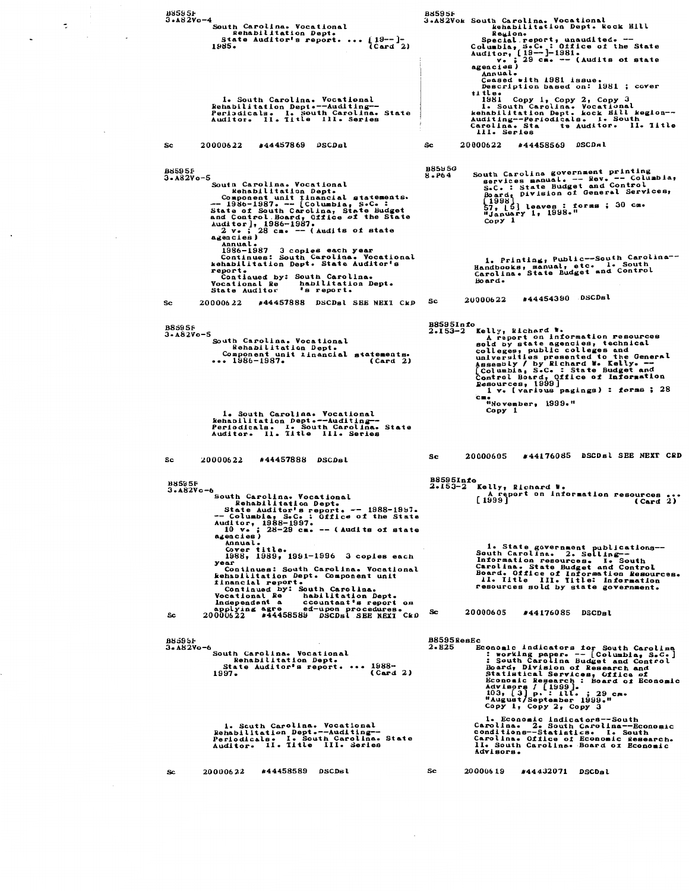B8595F
3.A82Vo-4

South Carolina. Vocational Rehabilitation Dept.
State Auditor's report. ... [19--]-1985. (Card 2)

1. South Carolina. Vocational Rehabilitation Dept.--Auditing--Periodicals. I. South Carolina. State Auditor. II. Title III. Series

Sc 20000622 #44457869 DSCDsl

---

B8595F
3.A82Vo-5

South Carolina. Vocational Rehabilitation Dept.
Component unit financial statements. -- 1986-1987. -- [Columbia, S.C. : State of South Carolina, State Budget and Control Board, Office of the State Auditor], 1986-1987.
2 v. ; 28 cm. -- (Audits of state agencies)
Annual.
1986-1987 3 copies each year
Continues: South Carolina. Vocational Rehabilitation Dept. State Auditor's report.
Continued by: South Carolina. Vocational Rehabilitation Dept. State Auditor's report.

Sc 20000622 #44457888 DSCDsl SEE NEXT CRD

---

B8595F
3.A82Vo-5

South Carolina. Vocational Rehabilitation Dept.
Component unit financial statements. ... 1986-1987. (Card 2)

1. South Carolina. Vocational Rehabilitation Dept.--Auditing--Periodicals. I. South Carolina. State Auditor. II. Title III. Series

Sc 20000622 #44457888 DSCDsl

---

B8595F
3.A82Vo-6

South Carolina. Vocational Rehabilitation Dept.
State Auditor's report. -- 1988-1997. -- Columbia, S.C. : Office of the State Auditor, 1988-1997.
10 v. ; 28-29 cm. -- (Audits of state agencies)
Annual.
Cover title.
1988, 1989, 1991-1996 3 copies each year
Continues: South Carolina. Vocational Rehabilitation Dept. Component unit financial report.
Continued by: South Carolina. Vocational Rehabilitation Dept. Independent accountant's report on applying agreed-upon procedures.

Sc 20000622 #44458589 DSCDsl SEE NEXT CRD

---

B8595F
3.A82Vo-6

South Carolina. Vocational Rehabilitation Dept.
State Auditor's report. ... 1988-1997. (Card 2)

1. South Carolina. Vocational Rehabilitation Dept.--Auditing--Periodicals. I. South Carolina. State Auditor. II. Title III. Series

Sc 20000622 #44458589 DSCDsl

---

B8595F
3.A82Vok South Carolina. Vocational Rehabilitation Dept. Rock Hill Region.
Special report, unaudited. -- Columbia, S.C. : Office of the State Auditor, [19--]-1981.
v. ; 29 cm. -- (Audits of state agencies)
Annual.
Ceased with 1981 issue.
Description based on: 1981 ; cover title.
1981 Copy 1, Copy 2, Copy 3
1. South Carolina. Vocational Rehabilitation Dept. Rock Hill Region--Auditing--Periodicals. I. South Carolina. State Auditor. II. Title III. Series

Sc 20000622 #44458569 DSCDsl

---

B8595G
8.P64

South Carolina government printing services manual. -- Rev. -- Columbia, S.C. : State Budget and Control Board, Division of General Services, [1998]
57, [5] leaves : forms ; 30 cm.
"January 1, 1998."
Copy 1

1. Printing, Public--South Carolina--Handbooks, manual, etc. I. South Carolina. State Budget and Control Board.

Sc 20000622 #44454390 DSCDsl

---

B8595Info
2.I53-2 Kelly, Richard W.
A report on information resources sold by state agencies, technical colleges, public colleges and universities presented to the General Assembly / by Richard W. Kelly. -- [Columbia, S.C. : State Budget and Control Board, Office of Information Resources, 1999]
1 v. (various pagings) : forms ; 28 cm.
"November, 1999."
Copy 1

Sc 20000605 #44176085 DSCDsl SEE NEXT CRD

---

B8595Info
2.I53-2 Kelly, Richard W.
A report on information resources ... [1999] (Card 2)

1. State government publications--South Carolina. 2. Selling--Information resources. I. South Carolina. State Budget and Control Board. Office of Information Resources. II. Title III. Title: Information resources sold by state government.

Sc 20000605 #44176085 DSCDsl

---

B8595ResEc
2.E25

Economic indicators for South Carolina : working paper. -- [Columbia, S.C.] : South Carolina Budget and Control Board, Division of Research and Statistical Services, Office of Economic Research : Board of Economic Advisors / [1999].
103, [3] p. : ill. ; 29 cm.
"August/September 1999."
Copy 1, Copy 2, Copy 3

1. Economic indicators--South Carolina. 2. South Carolina--Economic conditions--Statistics. I. South Carolina. Office of Economic Research. II. South Carolina. Board of Economic Advisors.

Sc 20000619 #44432071 DSCDsl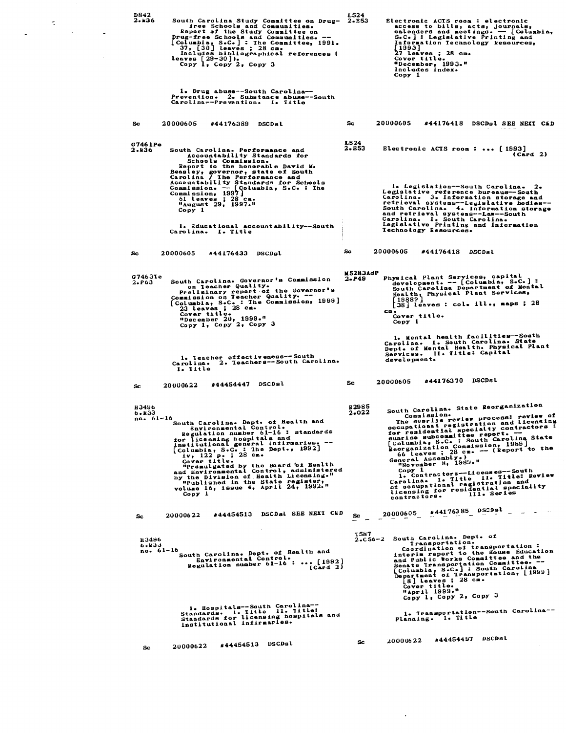D842
2.R36

South Carolina Study Committee on Drug-free Schools and Communities.
Report of the Study Committee on Drug-free Schools and Communities. -- [Columbia, S.C.] : The Committee, 1991.
37, [30] leaves ; 28 cm.
Includes bibliographical references (leaves [29-30]).
Copy 1, Copy 2, Copy 3

1. Drug abuse--South Carolina--Prevention. 2. Substance abuse--South Carolina--Prevention. I. Title

Sc 20000605 #44176389 DSCDsl

---

G7461Pe
2.R36

South Carolina. Performance and Accountability Standards for Schools Commission.
Report to the honorable David M. Beasley, governor, state of South Carolina / The Performance and Accountability Standards for Schools Commission. -- [Columbia, S.C. : The Commission, 1997]
61 leaves ; 28 cm.
"August 29, 1997."
Copy 1

1. Educational accountability--South Carolina. I. Title

Sc 20000605 #44176433 DSCDsl

---

G7463Te
2.P63

South Carolina. Governor's Commission on Teacher Quality.
Preliminary report of the Governor's Commission on Teacher Quality. -- [Columbia, S.C. : The Commission, 1999]
23 leaves ; 28 cm.
Cover title.
"December 20, 1999."
Copy 1, Copy 2, Copy 3

1. Teacher effectiveness--South Carolina. 2. Teachers--South Carolina. I. Title

Sc 20000622 #44454447 DSCDsl

---

H3496
6.R33
no. 61-16

South Carolina. Dept. of Health and Environmental Control.
Regulation number 61-16 : standards for licensing hospitals and institutional general infirmaries. -- [Columbia, S.C. : The Dept., 1992]
iv, 122 p. ; 28 cm.
Cover title.
"Promulgated by the Board of Health and Environmental Control, administered by the Division of Health Licensing."
"Published in the State register, volume 16, issue 4, April 24, 1992."
Copy 1

Sc 20000622 #44454513 DSCDsl SEE NEXT CRD

---

H3496
6.R33
no. 61-16

South Carolina. Dept. of Health and Environmental Control.
Regulation number 61-16 : ... [1992] (Card 2)

1. Hospitals--South Carolina--Standards. I. Title II. Title: Standards for licensing hospitals and institutional infirmaries.

Sc 20000622 #44454513 DSCDsl

---

L524
2.E53

Electronic ACTS room : electronic access to bills, acts, journals, calendars and meetings. -- [Columbia, S.C.] : Legislative Printing and Information Technology Resources, [1993]
27 leaves ; 28 cm.
Cover title.
"December, 1993."
Includes index.
Copy 1

Sc 20000605 #44176418 DSCDsl SEE NEXT CRD

---

L524
2.E53

Electronic ACTS room : ... [1993] (Card 2)

1. Legislation--South Carolina. 2. Legislative reference bureaus--South Carolina. 3. Information storage and retrieval systems--Legislative bodies--South Carolina. 4. Information storage and retrieval systems--Law--South Carolina. I. South Carolina. Legislative Printing and Information Technology Resources.

Sc 20000605 #44176418 DSCDsl

---

M5283AdP
2.P49

Physical Plant Services, capital development. -- [Columbia, S.C.] : South Carolina Department of Mental Health, Physical Plant Services, [1988?]
[38] leaves : col. ill., maps ; 28 cm.
Cover title.
Copy 1

1. Mental health facilities--South Carolina. I. South Carolina. State Dept. of Mental Health. Physical Plant Services. II. Title: Capital development.

Sc 20000605 #44176370 DSCDsl

---

R2985
2.O22

South Carolina. State Reorganization Commission.
The sunrise review process: review of occupational registration and licensing for residential specialty contractors : sunrise subcommittee report. -- [Columbia, S.C. : South Carolina State Reorganization Commission, 1989]
66 leaves ; 28 cm. -- (Report to the General Assembly.)
"November 8, 1989."
Copy 1

1. Contractors--Licenses--South Carolina. I. Title II. Title: Review of occupational registration and licensing for residential speciality contractors. III. Series

Sc 20000605 #44176385 DSCDsl

---

T587
2.C56-2

South Carolina. Dept. of Transportation.
Coordination of transportation : interim report to the House Education and Public Works Committee and the Senate Transportation Committee. -- [Columbia, S.C.] : South Carolina Department of Transportation, [1999]
[8] leaves ; 28 cm.
Cover title.
"April 1999."
Copy 1, Copy 2, Copy 3

1. Transportation--South Carolina--Planning. I. Title

Sc 20000622 #44454497 DSCDsl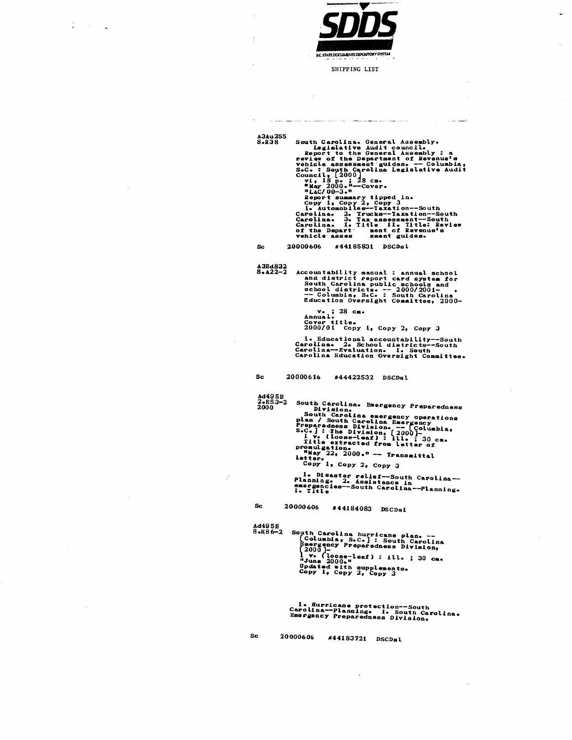SDDS

SC STATE DOCUMENTS DEPOSITORY SYSTEM

SHIPPING LIST

A3Au255
8.R38

South Carolina. General Assembly. Legislative Audit council.
Report to the General Assembly : a review of the Department of Revenue's vehicle assessment guides. -- Columbia, S.C. : South Carolina Legislative Audit Council, [2000]
vi, 18 p. ; 28 cm.
"May 2000."--Cover.
"LAC/00-3."
Report summary tipped in.
Copy 1, Copy 2, Copy 3
1. Automobiles--Taxation--South Carolina. 2. Trucks--Taxation--South Carolina. 3. Tax assessment--South Carolina. I. Title II. Title: Review of the Department of Revenue's vehicle assessment guides.

Sc 20000606 #44185831 DSCDsl

A3Ed832
8.A22-2

Accountability manual : annual school and district report card system for South Carolina public schools and school districts. -- 2000/2001- . -- Columbia, S.C. : South Carolina Education Oversight Committee, 2000-
v. ; 28 cm.
Annual.
Cover title.
2000/01 Copy 1, Copy 2, Copy 3
1. Educational accountability--South Carolina. 2. School districts--South Carolina--Evaluation. I. South Carolina Education Oversight Committee.

Sc 20000616 #44422532 DSCDsl

Ad495E
2.E53-2
2000

South Carolina. Emergency Preparedness Division.
South Carolina emergency operations plan / South Carolina Emergency Preparedness Division. -- [Columbia, S.C.] : The Division, [2000]-
1 v. (loose-leaf) : ill. ; 30 cm.
Title extracted from letter of promulgation.
"May 22, 2000." -- Transmittal letter.
Copy 1, Copy 2, Copy 3
1. Disaster relief--South Carolina--Planning. 2. Assistance in emergencies--South Carolina--Planning. I. Title

Sc 20000606 #44184083 DSCDsl

Ad495E
8.H86-2

South Carolina hurricane plan. -- [Columbia, S.C.] : South Carolina Emergency Preparedness Division, [2000]-
1 v. (loose-leaf) : ill. ; 30 cm.
"June 2000."
Updated with supplements.
Copy 1, Copy 2, Copy 3
1. Hurricane protection--South Carolina--Planning. I. South Carolina. Emergency Preparedness Division.

Sc 20000606 #44183721 DSCDsl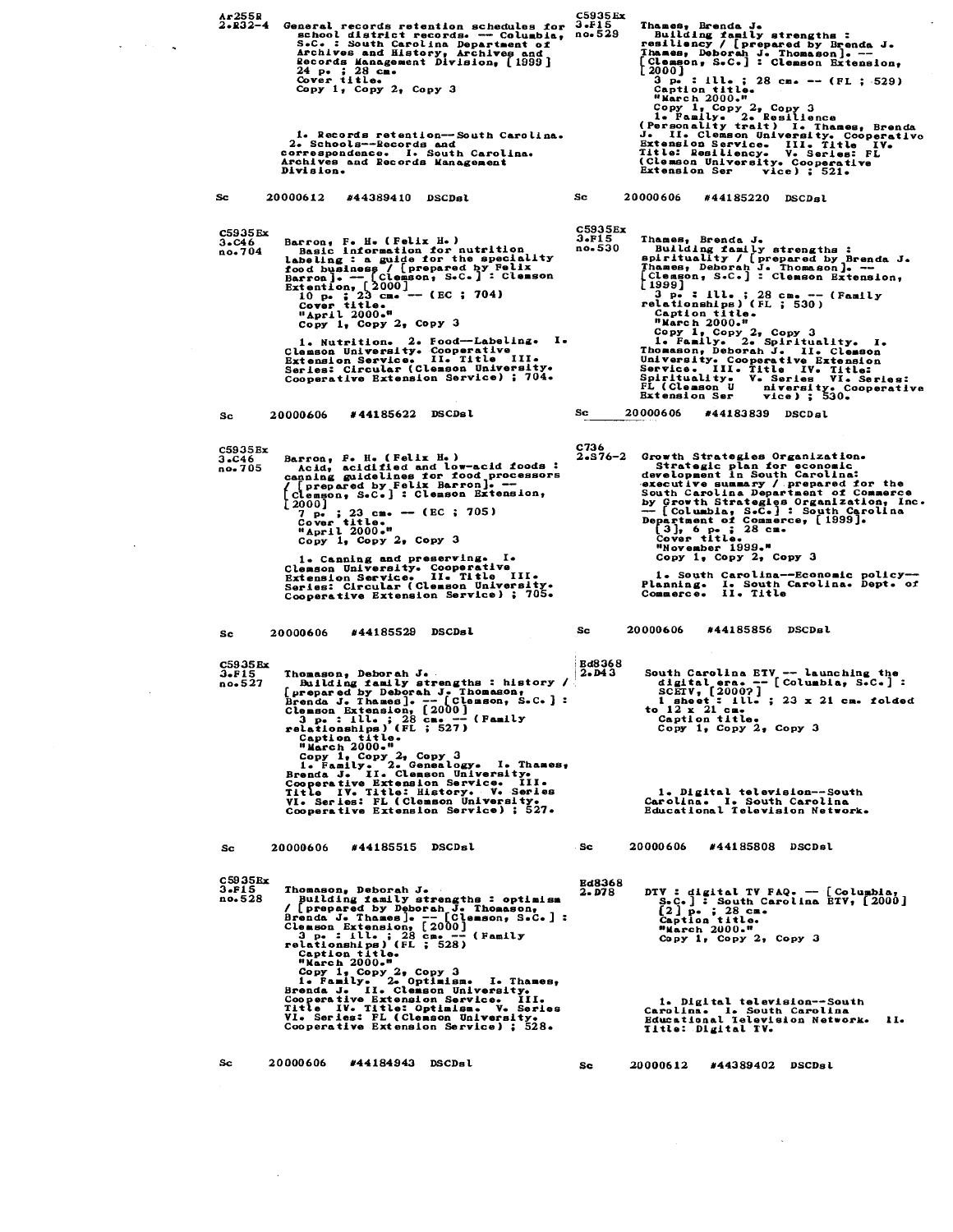Ar255R
2.R32-4

General records retention schedules for school district records. -- Columbia, S.C. : South Carolina Department of Archives and History, Archives and Records Management Division, [1999]
24 p. ; 28 cm.
Cover title.
Copy 1, Copy 2, Copy 3

1. Records retention--South Carolina. 2. Schools--Records and correspondence. I. South Carolina. Archives and Records Management Division.

Sc 20000612 #44389410 DSCDsl

---

C5935Ex
3.C46
no.704

Barron, F. H. (Felix H.)
Basic information for nutrition labeling : a guide for the speciality food business / [prepared by Felix Barron]. -- [Clemson, S.C.] : Clemson Extention, [2000]
10 p. ; 23 cm. -- (EC ; 704)
Cover title.
"April 2000."
Copy 1, Copy 2, Copy 3

1. Nutrition. 2. Food--Labeling. I. Clemson University. Cooperative Extension Service. II. Title III. Series: Circular (Clemson University. Cooperative Extension Service) ; 704.

Sc 20000606 #44185622 DSCDsl

---

C5935Ex
3.C46
no.705

Barron, F. H. (Felix H.)
Acid, acidified and low-acid foods : canning guidelines for food processors / [prepared by Felix Barron]. -- [Clemson, S.C.] : Clemson Extension, [2000]
7 p. ; 23 cm. -- (EC ; 705)
Cover title.
"April 2000."
Copy 1, Copy 2, Copy 3

1. Canning and preserving. I. Clemson University. Cooperative Extension Service. II. Title III. Series: Circular (Clemson University. Cooperative Extension Service) ; 705.

Sc 20000606 #44185529 DSCDsl

---

C5935Ex
3.F15
no.527

Thomason, Deborah J.
Building family strengths : history / [prepared by Deborah J. Thomason, Brenda J. Thames]. -- [Clemson, S.C.] : Clemson Extension, [2000]
3 p. : ill. ; 28 cm. -- (Family relationships) (FL ; 527)
Caption title.
"March 2000."
Copy 1, Copy 2, Copy 3
1. Family. 2. Genealogy. I. Thames, Brenda J. II. Clemson University. Cooperative Extension Service. III. Title IV. Title: History. V. Series VI. Series: FL (Clemson University. Cooperative Extension Service) ; 527.

Sc 20000606 #44185515 DSCDsl

---

C5935Ex
3.F15
no.528

Thomason, Deborah J.
Building family strengths : optimism / [prepared by Deborah J. Thomason, Brenda J. Thames]. -- [Clemson, S.C.] : Clemson Extension, [2000]
3 p. : ill. ; 28 cm. -- (Family relationships) (FL ; 528)
Caption title.
"March 2000."
Copy 1, Copy 2, Copy 3
1. Family. 2. Optimism. I. Thames, Brenda J. II. Clemson University. Cooperative Extension Service. III. Title IV. Title: Optimism. V. Series VI. Series: FL (Clemson University. Cooperative Extension Service) ; 528.

Sc 20000606 #44184943 DSCDsl

---

C5935Ex
3.F15
no.529

Thames, Brenda J.
Building family strengths : resiliency / [prepared by Brenda J. Thames, Deborah J. Thomason]. -- [Clemson, S.C.] : Clemson Extension, [2000]
3 p. : ill. ; 28 cm. -- (FL ; 529)
Caption title.
"March 2000."
Copy 1, Copy 2, Copy 3
1. Family. 2. Resilience (Personality trait) I. Thames, Brenda J. II. Clemson University. Cooperative Extension Service. III. Title IV. Title: Resiliency. V. Series: FL (Clemson University. Cooperative Extension Service) ; 521.

Sc 20000606 #44185220 DSCDsl

---

C5935Ex
3.F15
no.530

Thames, Brenda J.
Building family strengths : spirituality / [prepared by Brenda J. Thames, Deborah J. Thomason]. -- [Clemson, S.C.] : Clemson Extension, [1999]
3 p. : ill. ; 28 cm. -- (Family relationships) (FL ; 530)
Caption title.
"March 2000."
Copy 1, Copy 2, Copy 3
1. Family. 2. Spirituality. I. Thomason, Deborah J. II. Clemson University. Cooperative Extension Service. III. Title IV. Title: Spirituality. V. Series VI. Series: FL (Clemson University. Cooperative Extension Service) ; 530.

Sc 20000606 #44183839 DSCDsl

---

C736
2.S76-2

Growth Strategies Organization.
Strategic plan for economic development in South Carolina: executive summary / prepared for the South Carolina Department of Commerce by Growth Strategies Organization, Inc. -- [Columbia, S.C.] : South Carolina Department of Commerce, [1999].
[3], 6 p. ; 28 cm.
Cover title.
"November 1999."
Copy 1, Copy 2, Copy 3

1. South Carolina--Economic policy--Planning. I. South Carolina. Dept. of Commerce. II. Title

Sc 20000606 #44185856 DSCDsl

---

Ed8368
2.D43

South Carolina ETV -- launching the digital era. -- [Columbia, S.C.] : SCETV, [2000?]
1 sheet : ill. ; 23 x 21 cm. folded to 12 x 21 cm.
Caption title.
Copy 1, Copy 2, Copy 3

1. Digital television--South Carolina. I. South Carolina Educational Television Network.

Sc 20000606 #44185808 DSCDsl

---

Ed8368
2.D78

DTV : digital TV FAQ. -- [Columbia, S.C.] : South Carolina ETV, [2000]
[2] p. ; 28 cm.
Caption title.
"March 2000."
Copy 1, Copy 2, Copy 3

1. Digital television--South Carolina. I. South Carolina Educational Television Network. II. Title: Digital TV.

Sc 20000612 #44389402 DSCDsl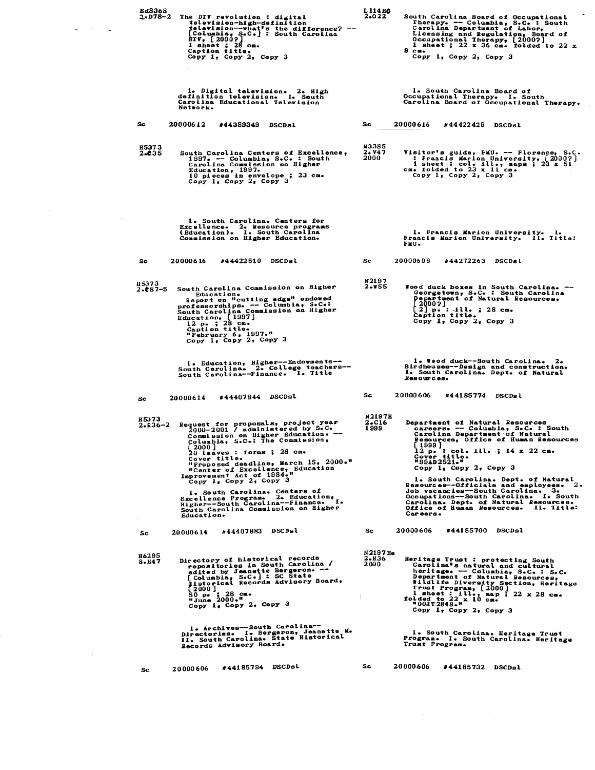Ed8368
2.D78-2

The DTV revolution : digital television-high-definition television--what's the difference? -- [Columbia, S.C.] : South Carolina ETV, [2000?]
1 sheet ; 28 cm.
Caption title.
Copy 1, Copy 2, Copy 3

1. Digital television. 2. High definition television. I. South Carolina Educational Television Network.

Sc 20000612 #44389349 DSCDsl

---

H5373
2.C35

South Carolina Centers of Excellence, 1997. -- Columbia, S.C. : South Carolina Commission on Higher Education, 1997.
10 pieces in envelope ; 23 cm.
Copy 1, Copy 2, Copy 3

1. South Carolina. Centers for Excellence. 2. Resource programs (Education). I. South Carolina Commission on Higher Education.

Sc 20000616 #44422510 DSCDsl

---

H5373
2.C87-5

South Carolina Commission on Higher Education.
Report on "cutting edge" endowed professorships. -- Columbia, S.C.: South Carolina Commission on Higher Education, [1997]
12 p. ; 28 cm.
Caption title.
"February 6, 1997."
Copy 1, Copy 2, Copy 3

1. Education, Higher--Endowments--South Carolina. 2. College teachers--South Carolina--Finance. I. Title

Sc 20000614 #44407844 DSCDsl

---

H5373
2.R36-2

Request for proposals, project year 2000-2001 / administered by S.C. Commission on Higher Education. -- Columbia, S.C.: The Commission, [2000]
20 leaves : forms ; 28 cm.
Cover title.
"Proposed deadline, March 15, 2000."
"Center of Excellence, Education Improvement Act of 1984."
Copy 1, Copy 2, Copy 3

1. South Carolina. Centers of Excellence Program. 2. Education, Higher--South Carolina--Finance. I. South Carolina Commission on Higher Education.

Sc 20000614 #44407883 DSCDsl

---

H6295
8.H47

Directory of historical records repositories in South Carolina / edited by Jeanette Bergeron. -- [Columbia, S.C.] : SC State Historical Records Advisory Board, [2000]
50 p. ; 28 cm.
"June 2000."
Copy 1, Copy 2, Copy 3

1. Archives--South Carolina--Directories. I. Bergeron, Jeanette M. II. South Carolina. State Historical Records Advisory Board.

Sc 20000606 #44185794 DSCDsl

---

L114H0
2.O22

South Carolina Board of Occupational Therapy. -- Columbia, S.C. : South Carolina Department of Labor, Licensing and Regulation, Board of Occupational Therapy, [2000?]
1 sheet ; 22 x 36 cm. folded to 22 x 9 cm.
Copy 1, Copy 2, Copy 3

1. South Carolina Board of Occupational Therapy. I. South Carolina Board of Occupational Therapy.

Sc 20000616 #44422429 DSCDsl

---

M3385
2.V47
2000

Visitor's guide, FMU. -- Florence, S.C. : Francis Marion University, [2000?]
1 sheet : col. ill., maps ; 23 x 51 cm. folded to 23 x 11 cm.
Copy 1, Copy 2, Copy 3

1. Francis Marion University. I. Francis Marion University. II. Title: FMU.

Sc 20000609 #44272263 DSCDsl

---

N2197
2.W55

Wood duck boxes in South Carolina. -- Georgetown, S.C. : South Carolina Department of Natural Resources, [2000?]
[2] p. : ill. ; 28 cm.
Caption title.
Copy 1, Copy 2, Copy 3

1. Wood duck--South Carolina. 2. Birdhouses--Design and construction. I. South Carolina. Dept. of Natural Resources.

Sc 20000606 #44185774 DSCDsl

---

N2197H
2.C16
1999

Department of Natural Resources careers. -- Columbia, S.C. : South Carolina Department of Natural Resources, Office of Human Resources [1999]
12 p. : col. ill. ; 14 x 22 cm.
Cover title.
"99AD2521."
Copy 1, Copy 2, Copy 3

1. South Carolina. Dept. of Natural Resources--Officials and employees. 2. Job vacancies--South Carolina. 3. Occupations--South Carolina. I. South Carolina. Dept. of Natural Resources. Office of Human Resources. II. Title: Careers.

Sc 20000606 #44185700 DSCDsl

---

N2197He
2.H36
2000

Heritage Trust : protecting South Carolina's natural and cultural heritage. -- Columbia, S.C. : S.C. Department of Natural Resources, Wildlife Diversity Section, Heritage Trust Program, [2000]
1 sheet : ill., map ; 22 x 28 cm. folded to 22 x 10 cm.
"00HT2848."
Copy 1, Copy 2, Copy 3

1. South Carolina. Heritage Trust Program. I. South Carolina. Heritage Trust Program.

Sc 20000606 #44185732 DSCDsl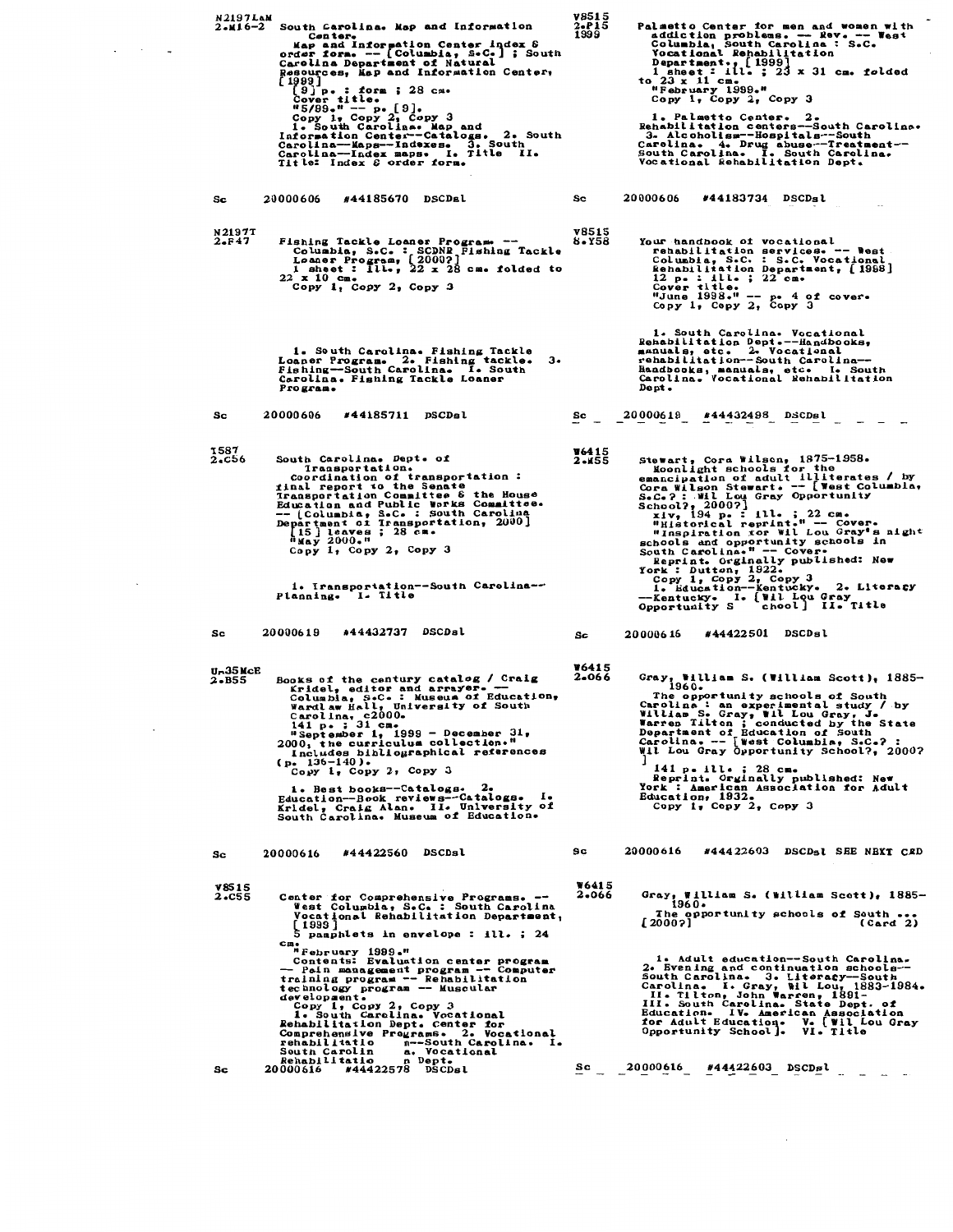N2197LaM
2.M16-2

South Carolina. Map and Information Center.
Map and Information Center index & order form. -- [Columbia, S.C.] ; South Carolina Department of Natural Resources, Map and Information Center, [1999]
[9] p. : form ; 28 cm.
Cover title.
"5/99." -- p. [9].
Copy 1, Copy 2, Copy 3
1. South Carolina. Map and Information Center--Catalogs. 2. South Carolina--Maps--Indexes. 3. South Carolina--Index maps. I. Title II. Title: Index & order form.

Sc 20000606 #44185670 DSCDsl

---

N2197T
2.F47

Fishing Tackle Loaner Program. -- Columbia, S.C. : SCDNR Fishing Tackle Loaner Program, [2000?]
1 sheet : ill., 22 x 28 cm. folded to 22 x 10 cm.
Copy 1, Copy 2, Copy 3

1. South Carolina. Fishing Tackle Loaner Program. 2. Fishing tackle. 3. Fishing--South Carolina. I. South Carolina. Fishing Tackle Loaner Program.

Sc 20000606 #44185711 DSCDsl

---

T587
2.C56

South Carolina. Dept. of Transportation.
Coordination of transportation : final report to the Senate Transportation Committee & the House Education and Public Works Committee. -- [Columbia, S.C. : South Carolina Department of Transportation, 2000]
[15] leaves ; 28 cm.
"May 2000."
Copy 1, Copy 2, Copy 3

1. Transportation--South Carolina--Planning. I. Title

Sc 20000619 #44432737 DSCDsl

---

Un35McE
2.B55

Books of the century catalog / Craig Kridel, editor and arrayer. -- Columbia, S.C. : Museum of Education, Wardlaw Hall, University of South Carolina, c2000.
141 p. ; 31 cm.
"September 1, 1999 - December 31, 2000, the curriculum collection."
Includes bibliographical references (p. 136-140).
Copy 1, Copy 2, Copy 3

1. Best books--Catalogs. 2. Education--Book reviews--Catalogs. I. Kridel, Craig Alan. II. University of South Carolina. Museum of Education.

Sc 20000616 #44422560 DSCDsl

---

V8515
2.C55

Center for Comprehensive Programs. -- West Columbia, S.C. : South Carolina Vocational Rehabilitation Department, [1999]
5 pamphlets in envelope : ill. ; 24 cm.
"February 1999."
Contents: Evaluation center program -- Pain management program -- Computer training program -- Rehabilitation technology program -- Muscular development.
Copy 1, Copy 2, Copy 3
1. South Carolina. Vocational Rehabilitation Dept. Center for Comprehensive Programs. 2. Vocational rehabilitation--South Carolina. I. South Carolina. Vocational Rehabilitation Dept.

Sc 20000616 #44422578 DSCDsl

---

V8515
2.P15
1999

Palmetto Center for men and women with addiction problems. -- Rev. -- West Columbia, South Carolina : S.C. Vocational Rehabilitation Department., [1999]
1 sheet : ill. ; 23 x 31 cm. folded to 23 x 11 cm.
"February 1999."
Copy 1, Copy 2, Copy 3

1. Palmetto Center. 2. Rehabilitation centers--South Carolina. 3. Alcoholism--Hospitals--South Carolina. 4. Drug abuse--Treatment--South Carolina. I. South Carolina. Vocational Rehabilitation Dept.

Sc 20000606 #44183734 DSCDsl

---

V8515
8.Y58

Your handbook of vocational rehabilitation services. -- West Columbia, S.C. : S.C. Vocational Rehabilitation Department, [1998]
12 p. : ill. ; 22 cm.
Cover title.
"June 1998." -- p. 4 of cover.
Copy 1, Copy 2, Copy 3

1. South Carolina. Vocational Rehabilitation Dept.--Handbooks, manuals, etc. 2. Vocational rehabilitation--South Carolina--Handbooks, manuals, etc. I. South Carolina. Vocational Rehabilitation Dept.

Sc 20000618 #44432498 DSCDsl

---

W6415
2.M55

Stewart, Cora Wilson, 1875-1958.
Moonlight schools for the emancipation of adult illiterates / by Cora Wilson Stewart. -- [West Columbia, S.C.? : Wil Lou Gray Opportunity School?, 2000?]
xiv, 194 p. : ill. ; 22 cm.
"Historical reprint." -- Cover.
"Inspiration for Wil Lou Gray's night schools and opportunity schools in South Carolina." -- Cover.
Reprint. Orginally published: New York : Dutton, 1922.
Copy 1, Copy 2, Copy 3
1. Education--Kentucky. 2. Literacy--Kentucky. I. [Wil Lou Gray Opportunity School] II. Title

Sc 20000616 #44422501 DSCDsl

---

W6415
2.O66

Gray, William S. (William Scott), 1885-1960.
The opportunity schools of South Carolina : an experimental study / by William S. Gray, Wil Lou Gray, J. Warren Tilton ; conducted by the State Department of Education of South Carolina. -- [West Columbia, S.C.? : Wil Lou Gray Opportunity School?, 2000?]
141 p. ill. ; 28 cm.
Reprint. Orginally published: New York : American Association for Adult Education, 1932.
Copy 1, Copy 2, Copy 3

Sc 20000616 #44422603 DSCDsl SEE NEXT CRD

---

W6415
2.O66

Gray, William S. (William Scott), 1885-1960.
The opportunity schools of South ... [2000?] (Card 2)

1. Adult education--South Carolina. 2. Evening and continuation schools--South Carolina. 3. Literacy--South Carolina. I. Gray, Wil Lou, 1883-1984. II. Tilton, John Warren, 1891- III. South Carolina. State Dept. of Education. IV. American Association for Adult Education. V. [Wil Lou Gray Opportunity School]. VI. Title

Sc 20000616 #44422603 DSCDsl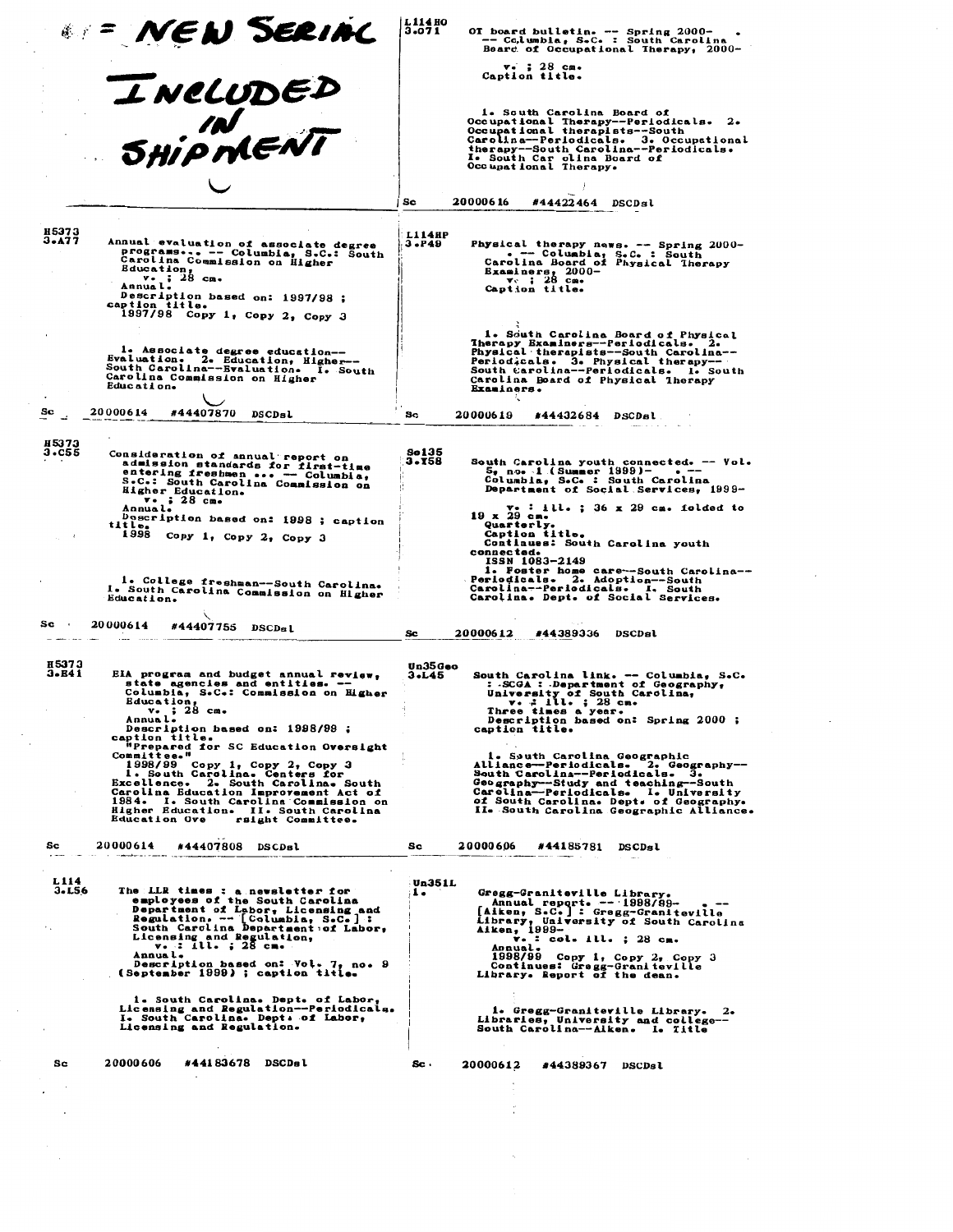**= NEW SERIAL INCLUDED IN SHIPMENT**

L114HO
3.O71

OT board bulletin. -- Spring 2000- . -- Columbia, S.C. : South Carolina Board of Occupational Therapy, 2000-

v. ; 28 cm.
Caption title.

1. South Carolina Board of Occupational Therapy--Periodicals. 2. Occupational therapists--South Carolina--Periodicals. 3. Occupational therapy--South Carolina--Periodicals. I. South Carolina Board of Occupational Therapy.

Sc 20000616 #44422464 DSCDsl

---

H5373
3.A77

Annual evaluation of associate degree programs... -- Columbia, S.C.: South Carolina Commission on Higher Education,

v. ; 28 cm.
Annual.
Description based on: 1997/98 ; caption title.
1997/98 Copy 1, Copy 2, Copy 3

1. Associate degree education--Evaluation. 2. Education, Higher--South Carolina--Evaluation. I. South Carolina Commission on Higher Education.

Sc 20000614 #44407870 DSCDsl

---

L114HP
3.P49

Physical therapy news. -- Spring 2000- . -- Columbia, S.C. : South Carolina Board of Physical Therapy Examiners, 2000-

v. ; 28 cm.
Caption title.

1. South Carolina Board of Physical Therapy Examiners--Periodicals. 2. Physical therapists--South Carolina--Periodicals. 3. Physical therapy--South Carolina--Periodicals. I. South Carolina Board of Physical Therapy Examiners.

Sc 20000619 #44432684 DSCDsl

---

H5373
3.C55

Consideration of annual report on admission standards for first-time entering freshmen ... -- Columbia, S.C.: South Carolina Commission on Higher Education.

v. ; 28 cm.
Annual.
Description based on: 1998 ; caption title.
1998 Copy 1, Copy 2, Copy 3

1. College freshman--South Carolina. I. South Carolina Commission on Higher Education.

Sc 20000614 #44407755 DSCDsl

---

So135
3.Y58

South Carolina youth connected. -- Vol. 5, no. 1 (Summer 1999)- . -- Columbia, S.C. : South Carolina Department of Social Services, 1999-

v. : ill. ; 36 x 29 cm. folded to 19 x 29 cm.
Quarterly.
Caption title.
Continues: South Carolina youth connected.
ISSN 1083-2149
1. Foster home care--South Carolina--Periodicals. 2. Adoption--South Carolina--Periodicals. I. South Carolina. Dept. of Social Services.

Sc 20000612 #44389336 DSCDsl

---

H5373
3.E41

EIA program and budget annual review, state agencies and entities. -- Columbia, S.C.: Commission on Higher Education,

v. ; 28 cm.
Annual.
Description based on: 1998/99 ; caption title.
"Prepared for SC Education Oversight Committee."
1998/99 Copy 1, Copy 2, Copy 3
1. South Carolina. Centers for Excellence. 2. South Carolina. South Carolina Education Improvement Act of 1984. I. South Carolina Commission on Higher Education. II. South Carolina Education Oversight Committee.

Sc 20000614 #44407808 DSCDsl

---

Un35Geo
3.L45

South Carolina link. -- Columbia, S.C. : SCGA : Department of Geography, University of South Carolina,

v. : ill. ; 28 cm.
Three times a year.
Description based on: Spring 2000 ; caption title.

1. South Carolina Geographic Alliance--Periodicals. 2. Geography--South Carolina--Periodicals. 3. Geography--Study and teaching--South Carolina--Periodicals. I. University of South Carolina. Dept. of Geography. II. South Carolina Geographic Alliance.

Sc 20000606 #44185781 DSCDsl

---

L114
3.L56

The LLR times : a newsletter for employees of the South Carolina Department of Labor, Licensing and Regulation. -- [Columbia, S.C.] : South Carolina Department of Labor, Licensing and Regulation,

v. : ill. ; 28 cm.
Annual.
Description based on: Vol. 7, no. 9 (September 1999) ; caption title.

1. South Carolina. Dept. of Labor, Licensing and Regulation--Periodicals. I. South Carolina. Dept. of Labor, Licensing and Regulation.

Sc 20000606 #44183678 DSCDsl

---

Un351L
1.

Gregg-Graniteville Library.
Annual report. -- 1998/99- . -- [Aiken, S.C.] : Gregg-Graniteville Library, University of South Carolina Aiken, 1999-

v. : col. ill. ; 28 cm.
Annual.
1998/99 Copy 1, Copy 2, Copy 3
Continues: Gregg-Graniteville Library. Report of the dean.

1. Gregg-Graniteville Library. 2. Libraries, University and college--South Carolina--Aiken. I. Title

Sc 20000612 #44389367 DSCDsl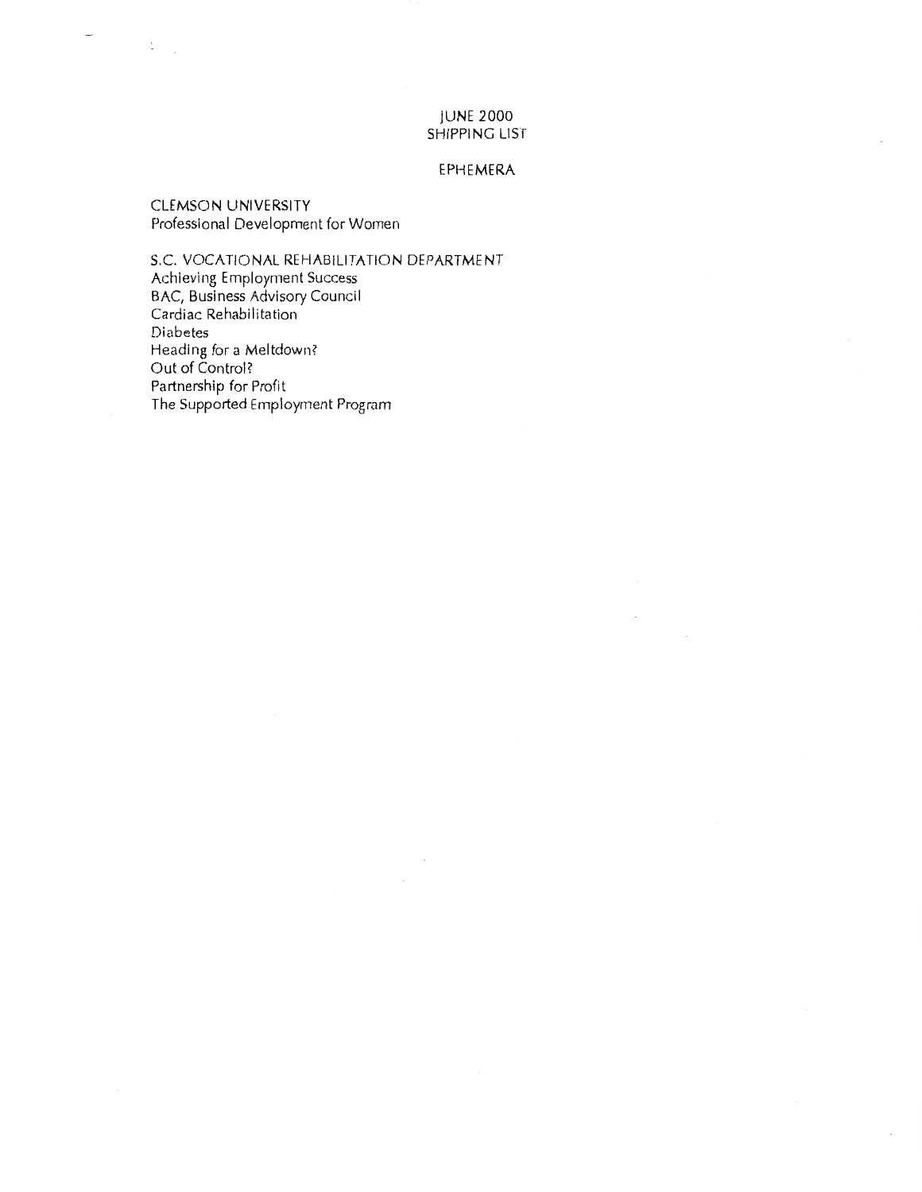JUNE 2000
SHIPPING LIST

EPHEMERA

CLEMSON UNIVERSITY
Professional Development for Women

S.C. VOCATIONAL REHABILITATION DEPARTMENT
Achieving Employment Success
BAC, Business Advisory Council
Cardiac Rehabilitation
Diabetes
Heading for a Meltdown?
Out of Control?
Partnership for Profit
The Supported Employment Program